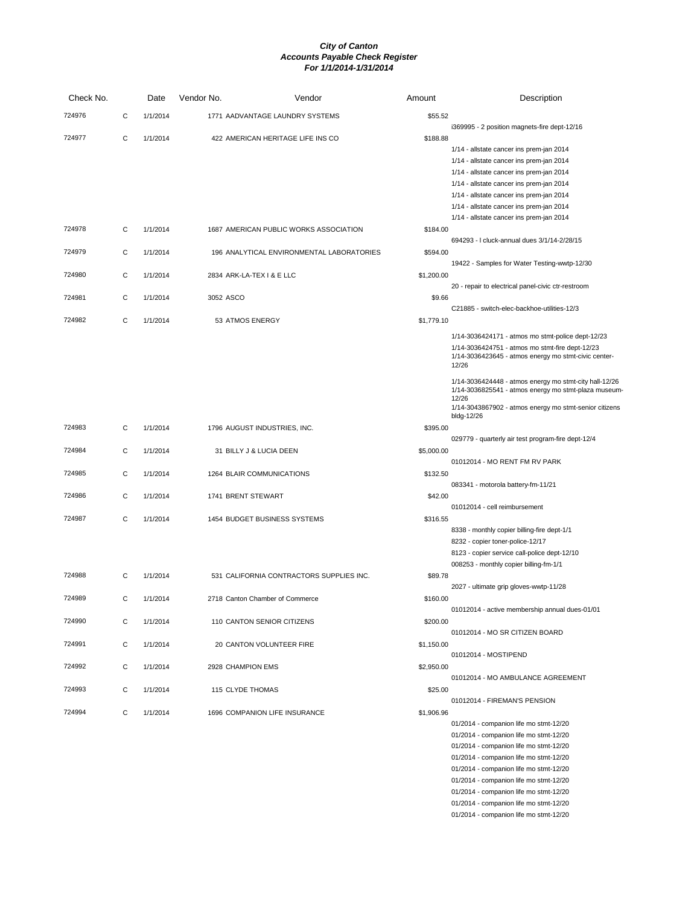# *City of Canton*
## *Accounts Payable Check Register*
### *For 1/1/2014-1/31/2014*

| Check No. | | Date | Vendor No. | Vendor | Amount | Description |
|---|---|---|---|---|---|---|
| 724976 | C | 1/1/2014 | 1771 | AADVANTAGE LAUNDRY SYSTEMS | $55.52 | |
| | | | | | | i369995 - 2 position magnets-fire dept-12/16 |
| 724977 | C | 1/1/2014 | 422 | AMERICAN HERITAGE LIFE INS CO | $188.88 | |
| | | | | | | 1/14 - allstate cancer ins prem-jan 2014 |
| | | | | | | 1/14 - allstate cancer ins prem-jan 2014 |
| | | | | | | 1/14 - allstate cancer ins prem-jan 2014 |
| | | | | | | 1/14 - allstate cancer ins prem-jan 2014 |
| | | | | | | 1/14 - allstate cancer ins prem-jan 2014 |
| | | | | | | 1/14 - allstate cancer ins prem-jan 2014 |
| | | | | | | 1/14 - allstate cancer ins prem-jan 2014 |
| 724978 | C | 1/1/2014 | 1687 | AMERICAN PUBLIC WORKS ASSOCIATION | $184.00 | |
| | | | | | | 694293 - l cluck-annual dues 3/1/14-2/28/15 |
| 724979 | C | 1/1/2014 | 196 | ANALYTICAL ENVIRONMENTAL LABORATORIES | $594.00 | |
| | | | | | | 19422 - Samples for Water Testing-wwtp-12/30 |
| 724980 | C | 1/1/2014 | 2834 | ARK-LA-TEX I & E LLC | $1,200.00 | |
| | | | | | | 20 - repair to electrical panel-civic ctr-restroom |
| 724981 | C | 1/1/2014 | 3052 | ASCO | $9.66 | |
| | | | | | | C21885 - switch-elec-backhoe-utilities-12/3 |
| 724982 | C | 1/1/2014 | 53 | ATMOS ENERGY | $1,779.10 | |
| | | | | | | 1/14-3036424171 - atmos mo stmt-police dept-12/23 |
| | | | | | | 1/14-3036424751 - atmos mo stmt-fire dept-12/23 |
| | | | | | | 1/14-3036423645 - atmos energy mo stmt-civic center-12/26 |
| | | | | | | 1/14-3036424448 - atmos energy mo stmt-city hall-12/26 |
| | | | | | | 1/14-3036825541 - atmos energy mo stmt-plaza museum-12/26 |
| | | | | | | 1/14-3043867902 - atmos energy mo stmt-senior citizens bldg-12/26 |
| 724983 | C | 1/1/2014 | 1796 | AUGUST INDUSTRIES, INC. | $395.00 | |
| | | | | | | 029779 - quarterly air test program-fire dept-12/4 |
| 724984 | C | 1/1/2014 | 31 | BILLY J & LUCIA DEEN | $5,000.00 | |
| | | | | | | 01012014 - MO RENT FM RV PARK |
| 724985 | C | 1/1/2014 | 1264 | BLAIR COMMUNICATIONS | $132.50 | |
| | | | | | | 083341 - motorola battery-fm-11/21 |
| 724986 | C | 1/1/2014 | 1741 | BRENT STEWART | $42.00 | |
| | | | | | | 01012014 - cell reimbursement |
| 724987 | C | 1/1/2014 | 1454 | BUDGET BUSINESS SYSTEMS | $316.55 | |
| | | | | | | 8338 - monthly copier billing-fire dept-1/1 |
| | | | | | | 8232 - copier toner-police-12/17 |
| | | | | | | 8123 - copier service call-police dept-12/10 |
| | | | | | | 008253 - monthly copier billing-fm-1/1 |
| 724988 | C | 1/1/2014 | 531 | CALIFORNIA CONTRACTORS SUPPLIES INC. | $89.78 | |
| | | | | | | 2027 - ultimate grip gloves-wwtp-11/28 |
| 724989 | C | 1/1/2014 | 2718 | Canton Chamber of Commerce | $160.00 | |
| | | | | | | 01012014 - active membership annual dues-01/01 |
| 724990 | C | 1/1/2014 | 110 | CANTON SENIOR CITIZENS | $200.00 | |
| | | | | | | 01012014 - MO SR CITIZEN BOARD |
| 724991 | C | 1/1/2014 | 20 | CANTON VOLUNTEER FIRE | $1,150.00 | |
| | | | | | | 01012014 - MOSTIPEND |
| 724992 | C | 1/1/2014 | 2928 | CHAMPION EMS | $2,950.00 | |
| | | | | | | 01012014 - MO AMBULANCE AGREEMENT |
| 724993 | C | 1/1/2014 | 115 | CLYDE THOMAS | $25.00 | |
| | | | | | | 01012014 - FIREMAN'S PENSION |
| 724994 | C | 1/1/2014 | 1696 | COMPANION LIFE INSURANCE | $1,906.96 | |
| | | | | | | 01/2014 - companion life mo stmt-12/20 |
| | | | | | | 01/2014 - companion life mo stmt-12/20 |
| | | | | | | 01/2014 - companion life mo stmt-12/20 |
| | | | | | | 01/2014 - companion life mo stmt-12/20 |
| | | | | | | 01/2014 - companion life mo stmt-12/20 |
| | | | | | | 01/2014 - companion life mo stmt-12/20 |
| | | | | | | 01/2014 - companion life mo stmt-12/20 |
| | | | | | | 01/2014 - companion life mo stmt-12/20 |
| | | | | | | 01/2014 - companion life mo stmt-12/20 |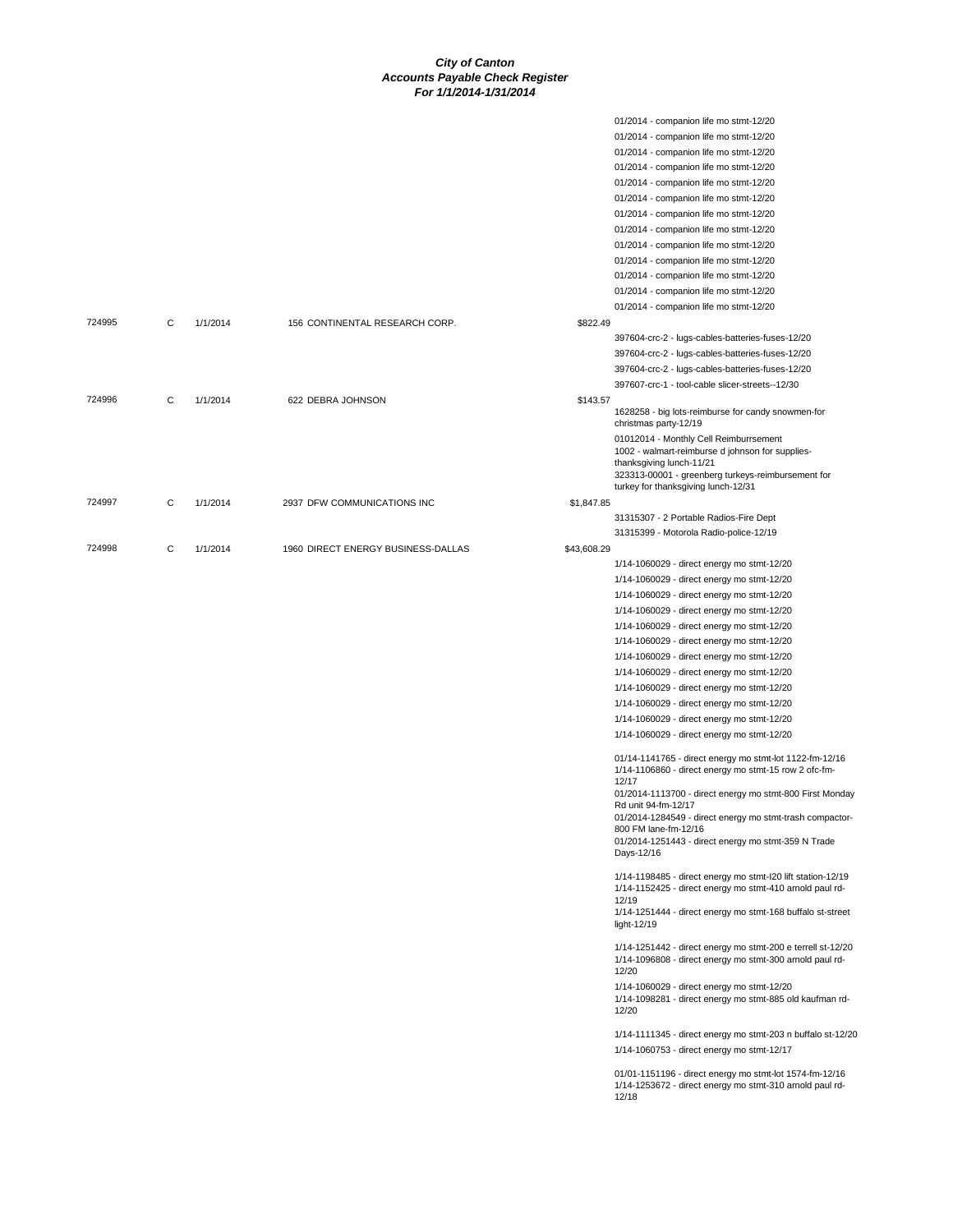# City of Canton
## Accounts Payable Check Register
### For 1/1/2014-1/31/2014

| Check # | Type | Date | Vendor | Amount | Description |
|---|---|---|---|---|---|
| | | | | | 01/2014 - companion life mo stmt-12/20 |
| | | | | | 01/2014 - companion life mo stmt-12/20 |
| | | | | | 01/2014 - companion life mo stmt-12/20 |
| | | | | | 01/2014 - companion life mo stmt-12/20 |
| | | | | | 01/2014 - companion life mo stmt-12/20 |
| | | | | | 01/2014 - companion life mo stmt-12/20 |
| | | | | | 01/2014 - companion life mo stmt-12/20 |
| | | | | | 01/2014 - companion life mo stmt-12/20 |
| | | | | | 01/2014 - companion life mo stmt-12/20 |
| | | | | | 01/2014 - companion life mo stmt-12/20 |
| | | | | | 01/2014 - companion life mo stmt-12/20 |
| | | | | | 01/2014 - companion life mo stmt-12/20 |
| | | | | | 01/2014 - companion life mo stmt-12/20 |
| 724995 | C | 1/1/2014 | 156 CONTINENTAL RESEARCH CORP. | $822.49 | |
| | | | | | 397604-crc-2 - lugs-cables-batteries-fuses-12/20 |
| | | | | | 397604-crc-2 - lugs-cables-batteries-fuses-12/20 |
| | | | | | 397604-crc-2 - lugs-cables-batteries-fuses-12/20 |
| | | | | | 397607-crc-1 - tool-cable slicer-streets--12/30 |
| 724996 | C | 1/1/2014 | 622 DEBRA JOHNSON | $143.57 | |
| | | | | | 1628258 - big lots-reimburse for candy snowmen-for christmas party-12/19 |
| | | | | | 01012014 - Monthly Cell Reimburrsement |
| | | | | | 1002 - walmart-reimburse d johnson for supplies-thanksgiving lunch-11/21 |
| | | | | | 323313-00001 - greenberg turkeys-reimbursement for turkey for thanksgiving lunch-12/31 |
| 724997 | C | 1/1/2014 | 2937 DFW COMMUNICATIONS INC | $1,847.85 | |
| | | | | | 31315307 - 2 Portable Radios-Fire Dept |
| | | | | | 31315399 - Motorola Radio-police-12/19 |
| 724998 | C | 1/1/2014 | 1960 DIRECT ENERGY BUSINESS-DALLAS | $43,608.29 | |
| | | | | | 1/14-1060029 - direct energy mo stmt-12/20 |
| | | | | | 1/14-1060029 - direct energy mo stmt-12/20 |
| | | | | | 1/14-1060029 - direct energy mo stmt-12/20 |
| | | | | | 1/14-1060029 - direct energy mo stmt-12/20 |
| | | | | | 1/14-1060029 - direct energy mo stmt-12/20 |
| | | | | | 1/14-1060029 - direct energy mo stmt-12/20 |
| | | | | | 1/14-1060029 - direct energy mo stmt-12/20 |
| | | | | | 1/14-1060029 - direct energy mo stmt-12/20 |
| | | | | | 1/14-1060029 - direct energy mo stmt-12/20 |
| | | | | | 1/14-1060029 - direct energy mo stmt-12/20 |
| | | | | | 1/14-1060029 - direct energy mo stmt-12/20 |
| | | | | | 1/14-1060029 - direct energy mo stmt-12/20 |
| | | | | | 01/14-1141765 - direct energy mo stmt-lot 1122-fm-12/16 |
| | | | | | 1/14-1106860 - direct energy mo stmt-15 row 2 ofc-fm-12/17 |
| | | | | | 01/2014-1113700 - direct energy mo stmt-800 First Monday Rd unit 94-fm-12/17 |
| | | | | | 01/2014-1284549 - direct energy mo stmt-trash compactor-800 FM lane-fm-12/16 |
| | | | | | 01/2014-1251443 - direct energy mo stmt-359 N Trade Days-12/16 |
| | | | | | 1/14-1198485 - direct energy mo stmt-I20 lift station-12/19 |
| | | | | | 1/14-1152425 - direct energy mo stmt-410 arnold paul rd-12/19 |
| | | | | | 1/14-1251444 - direct energy mo stmt-168 buffalo st-street light-12/19 |
| | | | | | 1/14-1251442 - direct energy mo stmt-200 e terrell st-12/20 |
| | | | | | 1/14-1096808 - direct energy mo stmt-300 arnold paul rd-12/20 |
| | | | | | 1/14-1060029 - direct energy mo stmt-12/20 |
| | | | | | 1/14-1098281 - direct energy mo stmt-885 old kaufman rd-12/20 |
| | | | | | 1/14-1111345 - direct energy mo stmt-203 n buffalo st-12/20 |
| | | | | | 1/14-1060753 - direct energy mo stmt-12/17 |
| | | | | | 01/01-1151196 - direct energy mo stmt-lot 1574-fm-12/16 |
| | | | | | 1/14-1253672 - direct energy mo stmt-310 arnold paul rd-12/18 |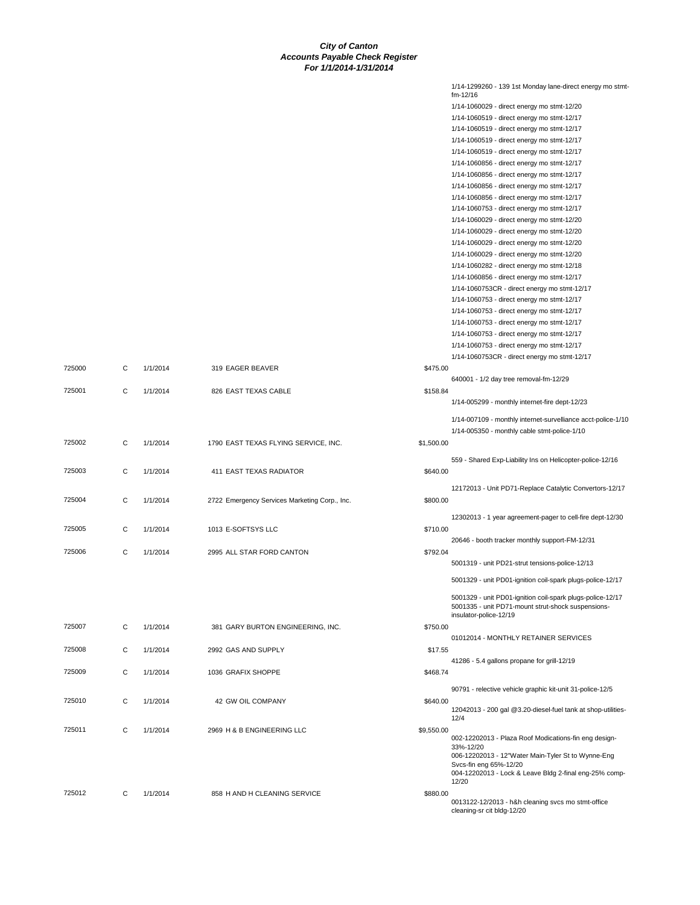# City of Canton
## Accounts Payable Check Register
### For 1/1/2014-1/31/2014

| Check # | Type | Date | Vendor | Amount | Description |
|---|---|---|---|---|---|
| | | | | | 1/14-1299260 - 139 1st Monday lane-direct energy mo stmt-fm-12/16 |
| | | | | | 1/14-1060029 - direct energy mo stmt-12/20 |
| | | | | | 1/14-1060519 - direct energy mo stmt-12/17 |
| | | | | | 1/14-1060519 - direct energy mo stmt-12/17 |
| | | | | | 1/14-1060519 - direct energy mo stmt-12/17 |
| | | | | | 1/14-1060519 - direct energy mo stmt-12/17 |
| | | | | | 1/14-1060856 - direct energy mo stmt-12/17 |
| | | | | | 1/14-1060856 - direct energy mo stmt-12/17 |
| | | | | | 1/14-1060856 - direct energy mo stmt-12/17 |
| | | | | | 1/14-1060856 - direct energy mo stmt-12/17 |
| | | | | | 1/14-1060753 - direct energy mo stmt-12/17 |
| | | | | | 1/14-1060029 - direct energy mo stmt-12/20 |
| | | | | | 1/14-1060029 - direct energy mo stmt-12/20 |
| | | | | | 1/14-1060029 - direct energy mo stmt-12/20 |
| | | | | | 1/14-1060029 - direct energy mo stmt-12/20 |
| | | | | | 1/14-1060282 - direct energy mo stmt-12/18 |
| | | | | | 1/14-1060856 - direct energy mo stmt-12/17 |
| | | | | | 1/14-1060753CR - direct energy mo stmt-12/17 |
| | | | | | 1/14-1060753 - direct energy mo stmt-12/17 |
| | | | | | 1/14-1060753 - direct energy mo stmt-12/17 |
| | | | | | 1/14-1060753 - direct energy mo stmt-12/17 |
| | | | | | 1/14-1060753 - direct energy mo stmt-12/17 |
| | | | | | 1/14-1060753 - direct energy mo stmt-12/17 |
| | | | | | 1/14-1060753CR - direct energy mo stmt-12/17 |
| 725000 | C | 1/1/2014 | 319 EAGER BEAVER | $475.00 | |
| | | | | | 640001 - 1/2 day tree removal-fm-12/29 |
| 725001 | C | 1/1/2014 | 826 EAST TEXAS CABLE | $158.84 | |
| | | | | | 1/14-005299 - monthly internet-fire dept-12/23 |
| | | | | | 1/14-007109 - monthly internet-survelliance acct-police-1/10 |
| | | | | | 1/14-005350 - monthly cable stmt-police-1/10 |
| 725002 | C | 1/1/2014 | 1790 EAST TEXAS FLYING SERVICE, INC. | $1,500.00 | |
| | | | | | 559 - Shared Exp-Liability Ins on Helicopter-police-12/16 |
| 725003 | C | 1/1/2014 | 411 EAST TEXAS RADIATOR | $640.00 | |
| | | | | | 12172013 - Unit PD71-Replace Catalytic Convertors-12/17 |
| 725004 | C | 1/1/2014 | 2722 Emergency Services Marketing Corp., Inc. | $800.00 | |
| | | | | | 12302013 - 1 year agreement-pager to cell-fire dept-12/30 |
| 725005 | C | 1/1/2014 | 1013 E-SOFTSYS LLC | $710.00 | |
| | | | | | 20646 - booth tracker monthly support-FM-12/31 |
| 725006 | C | 1/1/2014 | 2995 ALL STAR FORD CANTON | $792.04 | |
| | | | | | 5001319 - unit PD21-strut tensions-police-12/13 |
| | | | | | 5001329 - unit PD01-ignition coil-spark plugs-police-12/17 |
| | | | | | 5001329 - unit PD01-ignition coil-spark plugs-police-12/17 |
| | | | | | 5001335 - unit PD71-mount strut-shock suspensions-insulator-police-12/19 |
| 725007 | C | 1/1/2014 | 381 GARY BURTON ENGINEERING, INC. | $750.00 | |
| | | | | | 01012014 - MONTHLY RETAINER SERVICES |
| 725008 | C | 1/1/2014 | 2992 GAS AND SUPPLY | $17.55 | |
| | | | | | 41286 - 5.4 gallons propane for grill-12/19 |
| 725009 | C | 1/1/2014 | 1036 GRAFIX SHOPPE | $468.74 | |
| | | | | | 90791 - relective vehicle graphic kit-unit 31-police-12/5 |
| 725010 | C | 1/1/2014 | 42 GW OIL COMPANY | $640.00 | |
| | | | | | 12042013 - 200 gal @3.20-diesel-fuel tank at shop-utilities-12/4 |
| 725011 | C | 1/1/2014 | 2969 H & B ENGINEERING LLC | $9,550.00 | |
| | | | | | 002-12202013 - Plaza Roof Modications-fin eng design-33%-12/20 |
| | | | | | 006-12202013 - 12"Water Main-Tyler St to Wynne-Eng Svcs-fin eng 65%-12/20 |
| | | | | | 004-12202013 - Lock & Leave Bldg 2-final eng-25% comp-12/20 |
| 725012 | C | 1/1/2014 | 858 H AND H CLEANING SERVICE | $880.00 | |
| | | | | | 0013122-12/2013 - h&h cleaning svcs mo stmt-office cleaning-sr cit bldg-12/20 |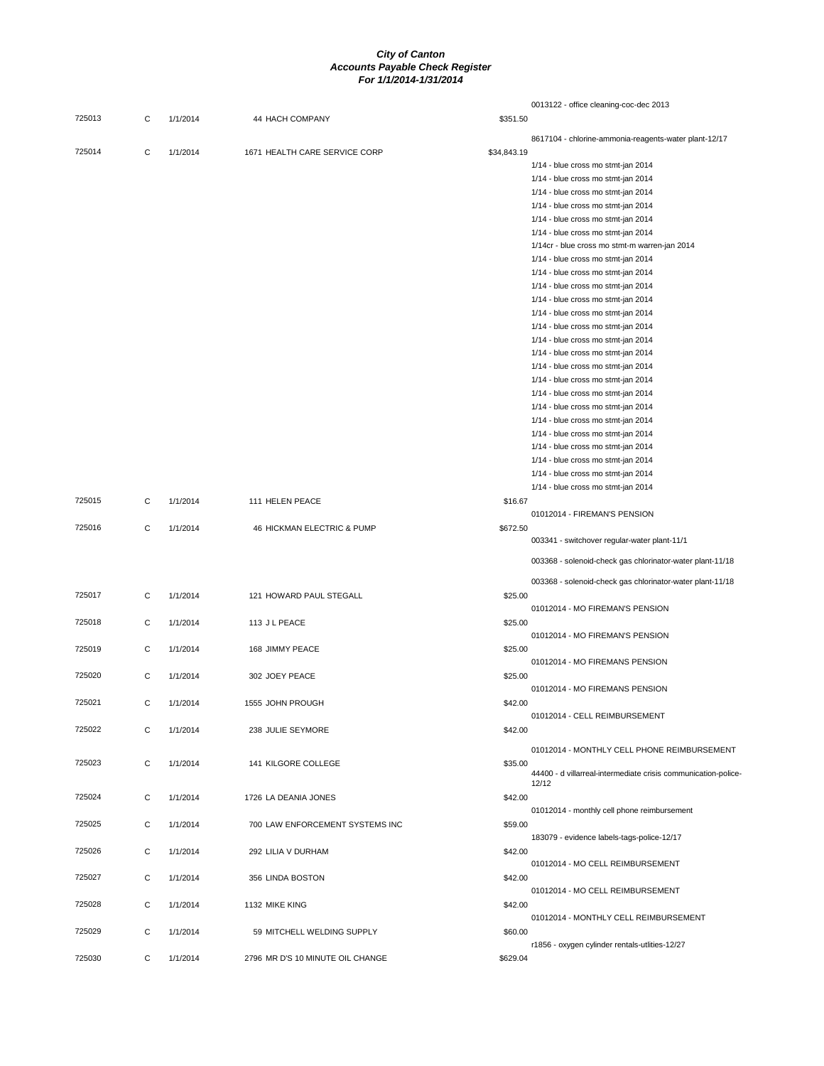# City of Canton
## Accounts Payable Check Register
### For 1/1/2014-1/31/2014

| Check # | Type | Date | Vendor | Amount | Description |
|---|---|---|---|---|---|
| | | | | | 0013122 - office cleaning-coc-dec 2013 |
| 725013 | C | 1/1/2014 | 44 HACH COMPANY | $351.50 | |
| | | | | | 8617104 - chlorine-ammonia-reagents-water plant-12/17 |
| 725014 | C | 1/1/2014 | 1671 HEALTH CARE SERVICE CORP | $34,843.19 | |
| | | | | | 1/14 - blue cross mo stmt-jan 2014 |
| | | | | | 1/14 - blue cross mo stmt-jan 2014 |
| | | | | | 1/14 - blue cross mo stmt-jan 2014 |
| | | | | | 1/14 - blue cross mo stmt-jan 2014 |
| | | | | | 1/14 - blue cross mo stmt-jan 2014 |
| | | | | | 1/14 - blue cross mo stmt-jan 2014 |
| | | | | | 1/14cr - blue cross mo stmt-m warren-jan 2014 |
| | | | | | 1/14 - blue cross mo stmt-jan 2014 |
| | | | | | 1/14 - blue cross mo stmt-jan 2014 |
| | | | | | 1/14 - blue cross mo stmt-jan 2014 |
| | | | | | 1/14 - blue cross mo stmt-jan 2014 |
| | | | | | 1/14 - blue cross mo stmt-jan 2014 |
| | | | | | 1/14 - blue cross mo stmt-jan 2014 |
| | | | | | 1/14 - blue cross mo stmt-jan 2014 |
| | | | | | 1/14 - blue cross mo stmt-jan 2014 |
| | | | | | 1/14 - blue cross mo stmt-jan 2014 |
| | | | | | 1/14 - blue cross mo stmt-jan 2014 |
| | | | | | 1/14 - blue cross mo stmt-jan 2014 |
| | | | | | 1/14 - blue cross mo stmt-jan 2014 |
| | | | | | 1/14 - blue cross mo stmt-jan 2014 |
| | | | | | 1/14 - blue cross mo stmt-jan 2014 |
| | | | | | 1/14 - blue cross mo stmt-jan 2014 |
| | | | | | 1/14 - blue cross mo stmt-jan 2014 |
| | | | | | 1/14 - blue cross mo stmt-jan 2014 |
| | | | | | 1/14 - blue cross mo stmt-jan 2014 |
| 725015 | C | 1/1/2014 | 111 HELEN PEACE | $16.67 | |
| | | | | | 01012014 - FIREMAN'S PENSION |
| 725016 | C | 1/1/2014 | 46 HICKMAN ELECTRIC & PUMP | $672.50 | |
| | | | | | 003341 - switchover regular-water plant-11/1 |
| | | | | | 003368 - solenoid-check gas chlorinator-water plant-11/18 |
| | | | | | 003368 - solenoid-check gas chlorinator-water plant-11/18 |
| 725017 | C | 1/1/2014 | 121 HOWARD PAUL STEGALL | $25.00 | |
| | | | | | 01012014 - MO FIREMAN'S PENSION |
| 725018 | C | 1/1/2014 | 113 J L PEACE | $25.00 | |
| | | | | | 01012014 - MO FIREMAN'S PENSION |
| 725019 | C | 1/1/2014 | 168 JIMMY PEACE | $25.00 | |
| | | | | | 01012014 - MO FIREMANS PENSION |
| 725020 | C | 1/1/2014 | 302 JOEY PEACE | $25.00 | |
| | | | | | 01012014 - MO FIREMANS PENSION |
| 725021 | C | 1/1/2014 | 1555 JOHN PROUGH | $42.00 | |
| | | | | | 01012014 - CELL REIMBURSEMENT |
| 725022 | C | 1/1/2014 | 238 JULIE SEYMORE | $42.00 | |
| | | | | | 01012014 - MONTHLY CELL PHONE REIMBURSEMENT |
| 725023 | C | 1/1/2014 | 141 KILGORE COLLEGE | $35.00 | |
| | | | | | 44400 - d villarreal-intermediate crisis communication-police-12/12 |
| 725024 | C | 1/1/2014 | 1726 LA DEANIA JONES | $42.00 | |
| | | | | | 01012014 - monthly cell phone reimbursement |
| 725025 | C | 1/1/2014 | 700 LAW ENFORCEMENT SYSTEMS INC | $59.00 | |
| | | | | | 183079 - evidence labels-tags-police-12/17 |
| 725026 | C | 1/1/2014 | 292 LILIA V DURHAM | $42.00 | |
| | | | | | 01012014 - MO CELL REIMBURSEMENT |
| 725027 | C | 1/1/2014 | 356 LINDA BOSTON | $42.00 | |
| | | | | | 01012014 - MO CELL REIMBURSEMENT |
| 725028 | C | 1/1/2014 | 1132 MIKE KING | $42.00 | |
| | | | | | 01012014 - MONTHLY CELL REIMBURSEMENT |
| 725029 | C | 1/1/2014 | 59 MITCHELL WELDING SUPPLY | $60.00 | |
| | | | | | r1856 - oxygen cylinder rentals-utlities-12/27 |
| 725030 | C | 1/1/2014 | 2796 MR D'S 10 MINUTE OIL CHANGE | $629.04 | |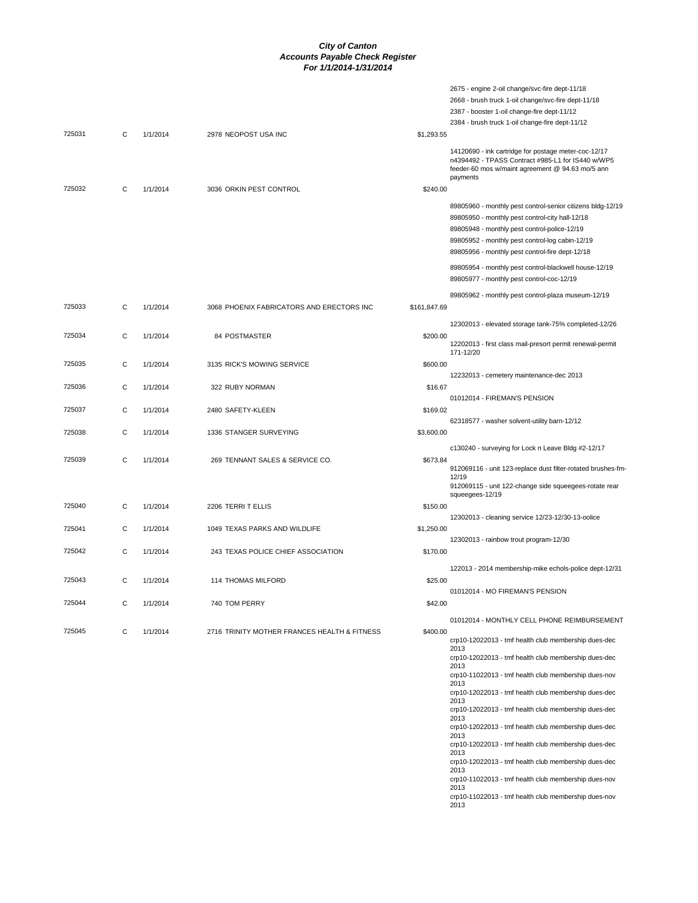# City of Canton
## Accounts Payable Check Register
### For 1/1/2014-1/31/2014

| Check # | Type | Date | Vendor | Amount | Description |
|---|---|---|---|---|---|
| | | | | | 2675 - engine 2-oil change/svc-fire dept-11/18 |
| | | | | | 2668 - brush truck 1-oil change/svc-fire dept-11/18 |
| | | | | | 2387 - booster 1-oil change-fire dept-11/12 |
| | | | | | 2384 - brush truck 1-oil change-fire dept-11/12 |
| 725031 | C | 1/1/2014 | 2978 NEOPOST USA INC | $1,293.55 | |
| | | | | | 14120690 - ink cartridge for postage meter-coc-12/17 |
| | | | | | n4394492 - TPASS Contract #985-L1 for IS440 w/WP5 feeder-60 mos w/maint agreement @ 94.63 mo/5 ann payments |
| 725032 | C | 1/1/2014 | 3036 ORKIN PEST CONTROL | $240.00 | |
| | | | | | 89805960 - monthly pest control-senior citizens bldg-12/19 |
| | | | | | 89805950 - monthly pest control-city hall-12/18 |
| | | | | | 89805948 - monthly pest control-police-12/19 |
| | | | | | 89805952 - monthly pest control-log cabin-12/19 |
| | | | | | 89805956 - monthly pest control-fire dept-12/18 |
| | | | | | 89805954 - monthly pest control-blackwell house-12/19 |
| | | | | | 89805977 - monthly pest control-coc-12/19 |
| | | | | | 89805962 - monthly pest control-plaza museum-12/19 |
| 725033 | C | 1/1/2014 | 3068 PHOENIX FABRICATORS AND ERECTORS INC | $161,847.69 | |
| | | | | | 12302013 - elevated storage tank-75% completed-12/26 |
| 725034 | C | 1/1/2014 | 84 POSTMASTER | $200.00 | |
| | | | | | 12202013 - first class mail-presort permit renewal-permit 171-12/20 |
| 725035 | C | 1/1/2014 | 3135 RICK'S MOWING SERVICE | $600.00 | |
| | | | | | 12232013 - cemetery maintenance-dec 2013 |
| 725036 | C | 1/1/2014 | 322 RUBY NORMAN | $16.67 | |
| | | | | | 01012014 - FIREMAN'S PENSION |
| 725037 | C | 1/1/2014 | 2480 SAFETY-KLEEN | $169.02 | |
| | | | | | 62318577 - washer solvent-utility barn-12/12 |
| 725038 | C | 1/1/2014 | 1336 STANGER SURVEYING | $3,600.00 | |
| | | | | | c130240 - surveying for Lock n Leave Bldg #2-12/17 |
| 725039 | C | 1/1/2014 | 269 TENNANT SALES & SERVICE CO. | $673.84 | |
| | | | | | 912069116 - unit 123-replace dust filter-rotated brushes-fm-12/19 |
| | | | | | 912069115 - unit 122-change side squeegees-rotate rear squeegees-12/19 |
| 725040 | C | 1/1/2014 | 2206 TERRI T ELLIS | $150.00 | |
| | | | | | 12302013 - cleaning service 12/23-12/30-13-oolice |
| 725041 | C | 1/1/2014 | 1049 TEXAS PARKS AND WILDLIFE | $1,250.00 | |
| | | | | | 12302013 - rainbow trout program-12/30 |
| 725042 | C | 1/1/2014 | 243 TEXAS POLICE CHIEF ASSOCIATION | $170.00 | |
| | | | | | 122013 - 2014 membership-mike echols-police dept-12/31 |
| 725043 | C | 1/1/2014 | 114 THOMAS MILFORD | $25.00 | |
| | | | | | 01012014 - MO FIREMAN'S PENSION |
| 725044 | C | 1/1/2014 | 740 TOM PERRY | $42.00 | |
| | | | | | 01012014 - MONTHLY CELL PHONE REIMBURSEMENT |
| 725045 | C | 1/1/2014 | 2716 TRINITY MOTHER FRANCES HEALTH & FITNESS | $400.00 | |
| | | | | | crp10-12022013 - tmf health club membership dues-dec 2013 |
| | | | | | crp10-12022013 - tmf health club membership dues-dec 2013 |
| | | | | | crp10-11022013 - tmf health club membership dues-nov 2013 |
| | | | | | crp10-12022013 - tmf health club membership dues-dec 2013 |
| | | | | | crp10-12022013 - tmf health club membership dues-dec 2013 |
| | | | | | crp10-12022013 - tmf health club membership dues-dec 2013 |
| | | | | | crp10-12022013 - tmf health club membership dues-dec 2013 |
| | | | | | crp10-12022013 - tmf health club membership dues-dec 2013 |
| | | | | | crp10-11022013 - tmf health club membership dues-nov 2013 |
| | | | | | crp10-11022013 - tmf health club membership dues-nov 2013 |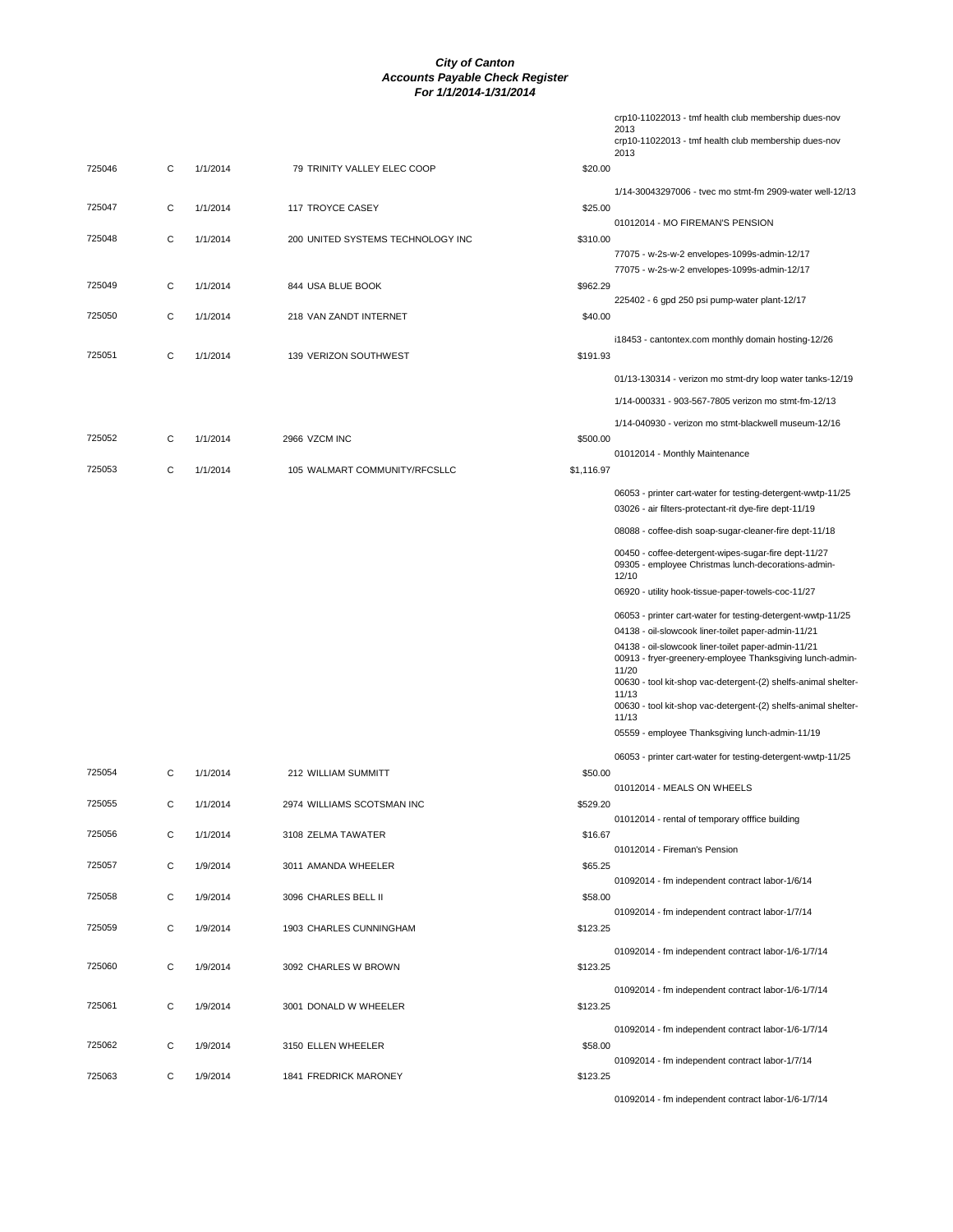# City of Canton
## Accounts Payable Check Register
### For 1/1/2014-1/31/2014

| Check # | Type | Date | Vendor | Amount | Description |
|---|---|---|---|---|---|
| | | | | | crp10-11022013 - tmf health club membership dues-nov 2013 |
| | | | | | crp10-11022013 - tmf health club membership dues-nov 2013 |
| 725046 | C | 1/1/2014 | 79 TRINITY VALLEY ELEC COOP | $20.00 | |
| | | | | | 1/14-30043297006 - tvec mo stmt-fm 2909-water well-12/13 |
| 725047 | C | 1/1/2014 | 117 TROYCE CASEY | $25.00 | |
| | | | | | 01012014 - MO FIREMAN'S PENSION |
| 725048 | C | 1/1/2014 | 200 UNITED SYSTEMS TECHNOLOGY INC | $310.00 | |
| | | | | | 77075 - w-2s-w-2 envelopes-1099s-admin-12/17 |
| | | | | | 77075 - w-2s-w-2 envelopes-1099s-admin-12/17 |
| 725049 | C | 1/1/2014 | 844 USA BLUE BOOK | $962.29 | |
| | | | | | 225402 - 6 gpd 250 psi pump-water plant-12/17 |
| 725050 | C | 1/1/2014 | 218 VAN ZANDT INTERNET | $40.00 | |
| | | | | | i18453 - cantontex.com monthly domain hosting-12/26 |
| 725051 | C | 1/1/2014 | 139 VERIZON SOUTHWEST | $191.93 | |
| | | | | | 01/13-130314 - verizon mo stmt-dry loop water tanks-12/19 |
| | | | | | 1/14-000331 - 903-567-7805 verizon mo stmt-fm-12/13 |
| | | | | | 1/14-040930 - verizon mo stmt-blackwell museum-12/16 |
| 725052 | C | 1/1/2014 | 2966 VZCM INC | $500.00 | |
| | | | | | 01012014 - Monthly Maintenance |
| 725053 | C | 1/1/2014 | 105 WALMART COMMUNITY/RFCSLLC | $1,116.97 | |
| | | | | | 06053 - printer cart-water for testing-detergent-wwtp-11/25 |
| | | | | | 03026 - air filters-protectant-rit dye-fire dept-11/19 |
| | | | | | 08088 - coffee-dish soap-sugar-cleaner-fire dept-11/18 |
| | | | | | 00450 - coffee-detergent-wipes-sugar-fire dept-11/27 |
| | | | | | 09305 - employee Christmas lunch-decorations-admin-12/10 |
| | | | | | 06920 - utility hook-tissue-paper-towels-coc-11/27 |
| | | | | | 06053 - printer cart-water for testing-detergent-wwtp-11/25 |
| | | | | | 04138 - oil-slowcook liner-toilet paper-admin-11/21 |
| | | | | | 04138 - oil-slowcook liner-toilet paper-admin-11/21 |
| | | | | | 00913 - fryer-greenery-employee Thanksgiving lunch-admin-11/20 |
| | | | | | 00630 - tool kit-shop vac-detergent-(2) shelfs-animal shelter-11/13 |
| | | | | | 00630 - tool kit-shop vac-detergent-(2) shelfs-animal shelter-11/13 |
| | | | | | 05559 - employee Thanksgiving lunch-admin-11/19 |
| | | | | | 06053 - printer cart-water for testing-detergent-wwtp-11/25 |
| 725054 | C | 1/1/2014 | 212 WILLIAM SUMMITT | $50.00 | |
| | | | | | 01012014 - MEALS ON WHEELS |
| 725055 | C | 1/1/2014 | 2974 WILLIAMS SCOTSMAN INC | $529.20 | |
| | | | | | 01012014 - rental of temporary offfice building |
| 725056 | C | 1/1/2014 | 3108 ZELMA TAWATER | $16.67 | |
| | | | | | 01012014 - Fireman's Pension |
| 725057 | C | 1/9/2014 | 3011 AMANDA WHEELER | $65.25 | |
| | | | | | 01092014 - fm independent contract labor-1/6/14 |
| 725058 | C | 1/9/2014 | 3096 CHARLES BELL II | $58.00 | |
| | | | | | 01092014 - fm independent contract labor-1/7/14 |
| 725059 | C | 1/9/2014 | 1903 CHARLES CUNNINGHAM | $123.25 | |
| | | | | | 01092014 - fm independent contract labor-1/6-1/7/14 |
| 725060 | C | 1/9/2014 | 3092 CHARLES W BROWN | $123.25 | |
| | | | | | 01092014 - fm independent contract labor-1/6-1/7/14 |
| 725061 | C | 1/9/2014 | 3001 DONALD W WHEELER | $123.25 | |
| | | | | | 01092014 - fm independent contract labor-1/6-1/7/14 |
| 725062 | C | 1/9/2014 | 3150 ELLEN WHEELER | $58.00 | |
| | | | | | 01092014 - fm independent contract labor-1/7/14 |
| 725063 | C | 1/9/2014 | 1841 FREDRICK MARONEY | $123.25 | |
| | | | | | 01092014 - fm independent contract labor-1/6-1/7/14 |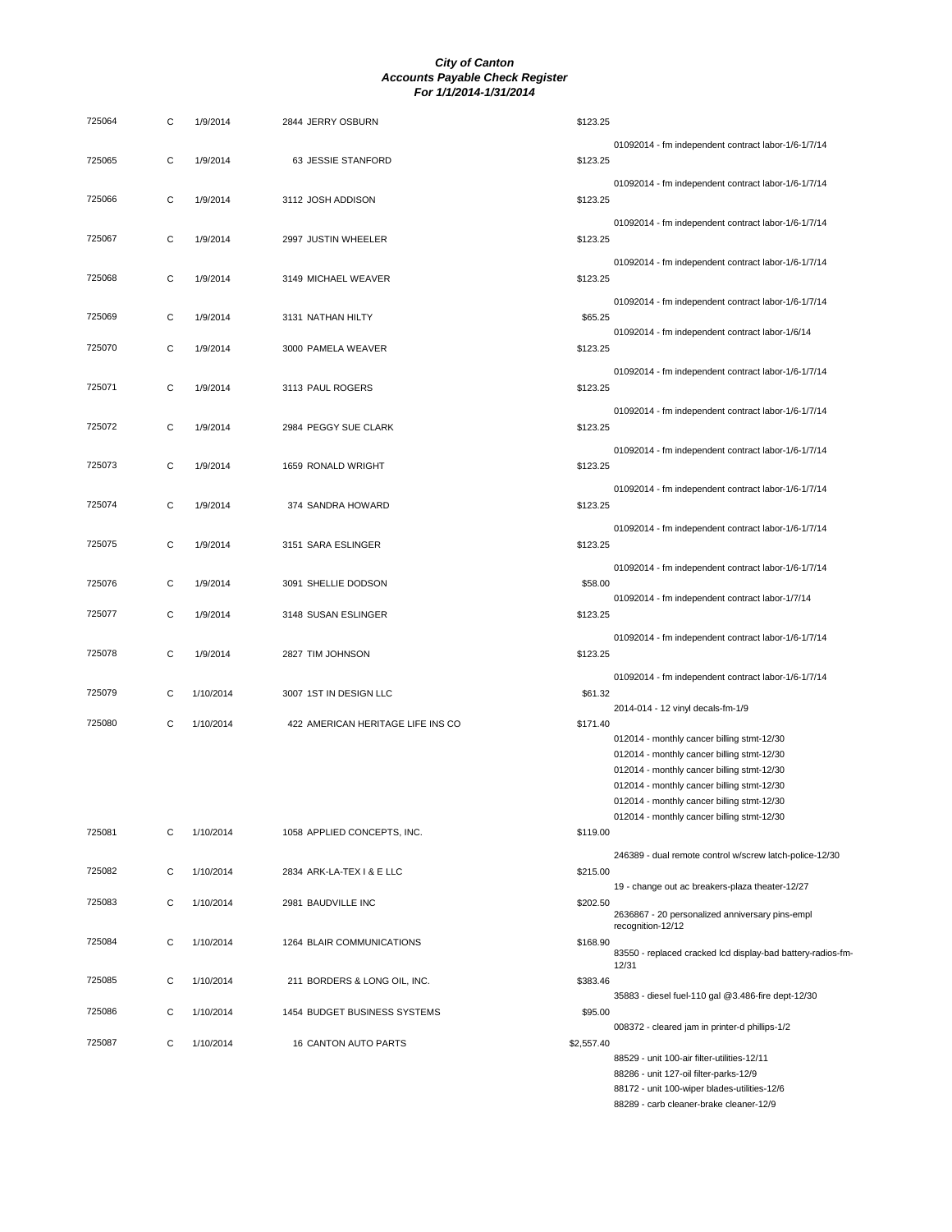# City of Canton
## Accounts Payable Check Register
### For 1/1/2014-1/31/2014

| Check # | Type | Date | Vendor | Amount | Description |
|---|---|---|---|---|---|
| 725064 | C | 1/9/2014 | 2844 JERRY OSBURN | $123.25 | 01092014 - fm independent contract labor-1/6-1/7/14 |
| 725065 | C | 1/9/2014 | 63 JESSIE STANFORD | $123.25 | 01092014 - fm independent contract labor-1/6-1/7/14 |
| 725066 | C | 1/9/2014 | 3112 JOSH ADDISON | $123.25 | 01092014 - fm independent contract labor-1/6-1/7/14 |
| 725067 | C | 1/9/2014 | 2997 JUSTIN WHEELER | $123.25 | 01092014 - fm independent contract labor-1/6-1/7/14 |
| 725068 | C | 1/9/2014 | 3149 MICHAEL WEAVER | $123.25 | 01092014 - fm independent contract labor-1/6-1/7/14 |
| 725069 | C | 1/9/2014 | 3131 NATHAN HILTY | $65.25 | 01092014 - fm independent contract labor-1/6/14 |
| 725070 | C | 1/9/2014 | 3000 PAMELA WEAVER | $123.25 | 01092014 - fm independent contract labor-1/6-1/7/14 |
| 725071 | C | 1/9/2014 | 3113 PAUL ROGERS | $123.25 | 01092014 - fm independent contract labor-1/6-1/7/14 |
| 725072 | C | 1/9/2014 | 2984 PEGGY SUE CLARK | $123.25 | 01092014 - fm independent contract labor-1/6-1/7/14 |
| 725073 | C | 1/9/2014 | 1659 RONALD WRIGHT | $123.25 | 01092014 - fm independent contract labor-1/6-1/7/14 |
| 725074 | C | 1/9/2014 | 374 SANDRA HOWARD | $123.25 | 01092014 - fm independent contract labor-1/6-1/7/14 |
| 725075 | C | 1/9/2014 | 3151 SARA ESLINGER | $123.25 | 01092014 - fm independent contract labor-1/6-1/7/14 |
| 725076 | C | 1/9/2014 | 3091 SHELLIE DODSON | $58.00 | 01092014 - fm independent contract labor-1/7/14 |
| 725077 | C | 1/9/2014 | 3148 SUSAN ESLINGER | $123.25 | 01092014 - fm independent contract labor-1/6-1/7/14 |
| 725078 | C | 1/9/2014 | 2827 TIM JOHNSON | $123.25 | 01092014 - fm independent contract labor-1/6-1/7/14 |
| 725079 | C | 1/10/2014 | 3007 1ST IN DESIGN LLC | $61.32 | 2014-014 - 12 vinyl decals-fm-1/9 |
| 725080 | C | 1/10/2014 | 422 AMERICAN HERITAGE LIFE INS CO | $171.40 | 012014 - monthly cancer billing stmt-12/30 |
| | | | | | 012014 - monthly cancer billing stmt-12/30 |
| | | | | | 012014 - monthly cancer billing stmt-12/30 |
| | | | | | 012014 - monthly cancer billing stmt-12/30 |
| | | | | | 012014 - monthly cancer billing stmt-12/30 |
| | | | | | 012014 - monthly cancer billing stmt-12/30 |
| 725081 | C | 1/10/2014 | 1058 APPLIED CONCEPTS, INC. | $119.00 | 246389 - dual remote control w/screw latch-police-12/30 |
| 725082 | C | 1/10/2014 | 2834 ARK-LA-TEX I & E LLC | $215.00 | 19 - change out ac breakers-plaza theater-12/27 |
| 725083 | C | 1/10/2014 | 2981 BAUDVILLE INC | $202.50 | 2636867 - 20 personalized anniversary pins-empl recognition-12/12 |
| 725084 | C | 1/10/2014 | 1264 BLAIR COMMUNICATIONS | $168.90 | 83550 - replaced cracked lcd display-bad battery-radios-fm-12/31 |
| 725085 | C | 1/10/2014 | 211 BORDERS & LONG OIL, INC. | $383.46 | 35883 - diesel fuel-110 gal @3.486-fire dept-12/30 |
| 725086 | C | 1/10/2014 | 1454 BUDGET BUSINESS SYSTEMS | $95.00 | 008372 - cleared jam in printer-d phillips-1/2 |
| 725087 | C | 1/10/2014 | 16 CANTON AUTO PARTS | $2,557.40 | 88529 - unit 100-air filter-utilities-12/11 |
| | | | | | 88286 - unit 127-oil filter-parks-12/9 |
| | | | | | 88172 - unit 100-wiper blades-utilities-12/6 |
| | | | | | 88289 - carb cleaner-brake cleaner-12/9 |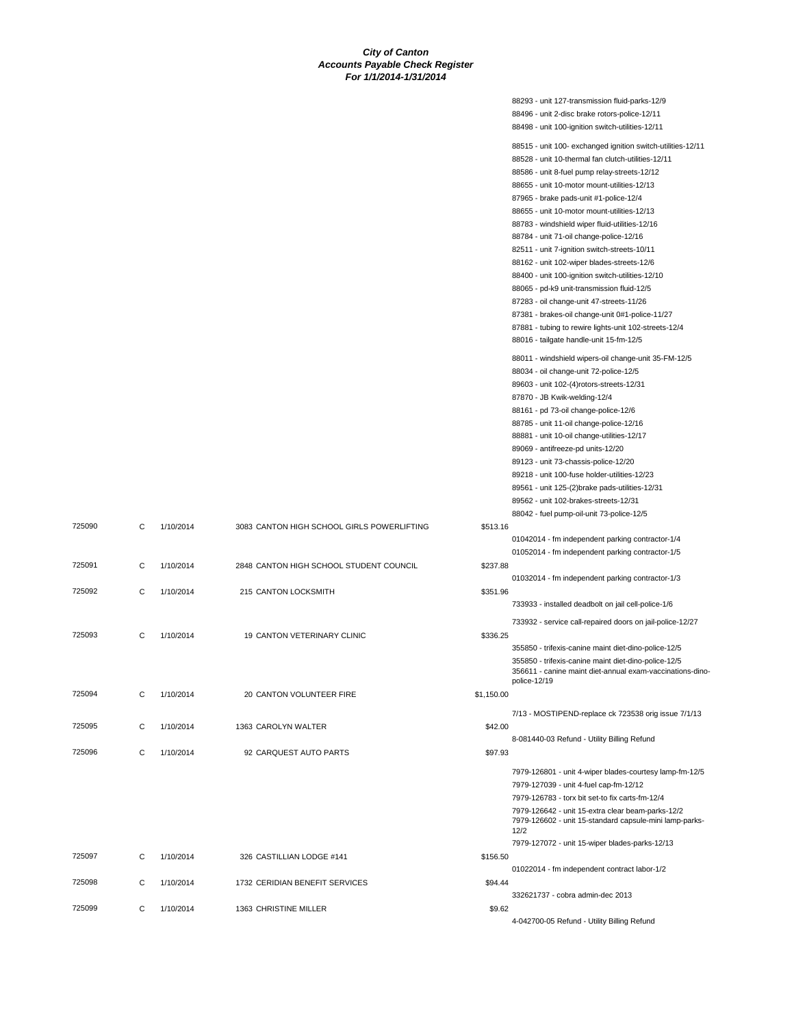# City of Canton
## Accounts Payable Check Register
### For 1/1/2014-1/31/2014

| Check # | Type | Date | Vendor | Amount | Description |
|---|---|---|---|---|---|
| | | | | | 88293 - unit 127-transmission fluid-parks-12/9 |
| | | | | | 88496 - unit 2-disc brake rotors-police-12/11 |
| | | | | | 88498 - unit 100-ignition switch-utilities-12/11 |
| | | | | | 88515 - unit 100- exchanged ignition switch-utilities-12/11 |
| | | | | | 88528 - unit 10-thermal fan clutch-utilities-12/11 |
| | | | | | 88586 - unit 8-fuel pump relay-streets-12/12 |
| | | | | | 88655 - unit 10-motor mount-utilities-12/13 |
| | | | | | 87965 - brake pads-unit #1-police-12/4 |
| | | | | | 88655 - unit 10-motor mount-utilities-12/13 |
| | | | | | 88783 - windshield wiper fluid-utilities-12/16 |
| | | | | | 88784 - unit 71-oil change-police-12/16 |
| | | | | | 82511 - unit 7-ignition switch-streets-10/11 |
| | | | | | 88162 - unit 102-wiper blades-streets-12/6 |
| | | | | | 88400 - unit 100-ignition switch-utilities-12/10 |
| | | | | | 88065 - pd-k9 unit-transmission fluid-12/5 |
| | | | | | 87283 - oil change-unit 47-streets-11/26 |
| | | | | | 87381 - brakes-oil change-unit 0#1-police-11/27 |
| | | | | | 87881 - tubing to rewire lights-unit 102-streets-12/4 |
| | | | | | 88016 - tailgate handle-unit 15-fm-12/5 |
| | | | | | 88011 - windshield wipers-oil change-unit 35-FM-12/5 |
| | | | | | 88034 - oil change-unit 72-police-12/5 |
| | | | | | 89603 - unit 102-(4)rotors-streets-12/31 |
| | | | | | 87870 - JB Kwik-welding-12/4 |
| | | | | | 88161 - pd 73-oil change-police-12/6 |
| | | | | | 88785 - unit 11-oil change-police-12/16 |
| | | | | | 88881 - unit 10-oil change-utilities-12/17 |
| | | | | | 89069 - antifreeze-pd units-12/20 |
| | | | | | 89123 - unit 73-chassis-police-12/20 |
| | | | | | 89218 - unit 100-fuse holder-utilities-12/23 |
| | | | | | 89561 - unit 125-(2)brake pads-utilities-12/31 |
| | | | | | 89562 - unit 102-brakes-streets-12/31 |
| | | | | | 88042 - fuel pump-oil-unit 73-police-12/5 |
| 725090 | C | 1/10/2014 | 3083 CANTON HIGH SCHOOL GIRLS POWERLIFTING | $513.16 | |
| | | | | | 01042014 - fm independent parking contractor-1/4 |
| | | | | | 01052014 - fm independent parking contractor-1/5 |
| 725091 | C | 1/10/2014 | 2848 CANTON HIGH SCHOOL STUDENT COUNCIL | $237.88 | |
| | | | | | 01032014 - fm independent parking contractor-1/3 |
| 725092 | C | 1/10/2014 | 215 CANTON LOCKSMITH | $351.96 | |
| | | | | | 733933 - installed deadbolt on jail cell-police-1/6 |
| | | | | | 733932 - service call-repaired doors on jail-police-12/27 |
| 725093 | C | 1/10/2014 | 19 CANTON VETERINARY CLINIC | $336.25 | |
| | | | | | 355850 - trifexis-canine maint diet-dino-police-12/5 |
| | | | | | 355850 - trifexis-canine maint diet-dino-police-12/5 |
| | | | | | 356611 - canine maint diet-annual exam-vaccinations-dino-police-12/19 |
| 725094 | C | 1/10/2014 | 20 CANTON VOLUNTEER FIRE | $1,150.00 | |
| | | | | | 7/13 - MOSTIPEND-replace ck 723538 orig issue 7/1/13 |
| 725095 | C | 1/10/2014 | 1363 CAROLYN WALTER | $42.00 | |
| | | | | | 8-081440-03 Refund - Utility Billing Refund |
| 725096 | C | 1/10/2014 | 92 CARQUEST AUTO PARTS | $97.93 | |
| | | | | | 7979-126801 - unit 4-wiper blades-courtesy lamp-fm-12/5 |
| | | | | | 7979-127039 - unit 4-fuel cap-fm-12/12 |
| | | | | | 7979-126783 - torx bit set-to fix carts-fm-12/4 |
| | | | | | 7979-126642 - unit 15-extra clear beam-parks-12/2 |
| | | | | | 7979-126602 - unit 15-standard capsule-mini lamp-parks-12/2 |
| | | | | | 7979-127072 - unit 15-wiper blades-parks-12/13 |
| 725097 | C | 1/10/2014 | 326 CASTILLIAN LODGE #141 | $156.50 | |
| | | | | | 01022014 - fm independent contract labor-1/2 |
| 725098 | C | 1/10/2014 | 1732 CERIDIAN BENEFIT SERVICES | $94.44 | |
| | | | | | 332621737 - cobra admin-dec 2013 |
| 725099 | C | 1/10/2014 | 1363 CHRISTINE MILLER | $9.62 | |
| | | | | | 4-042700-05 Refund - Utility Billing Refund |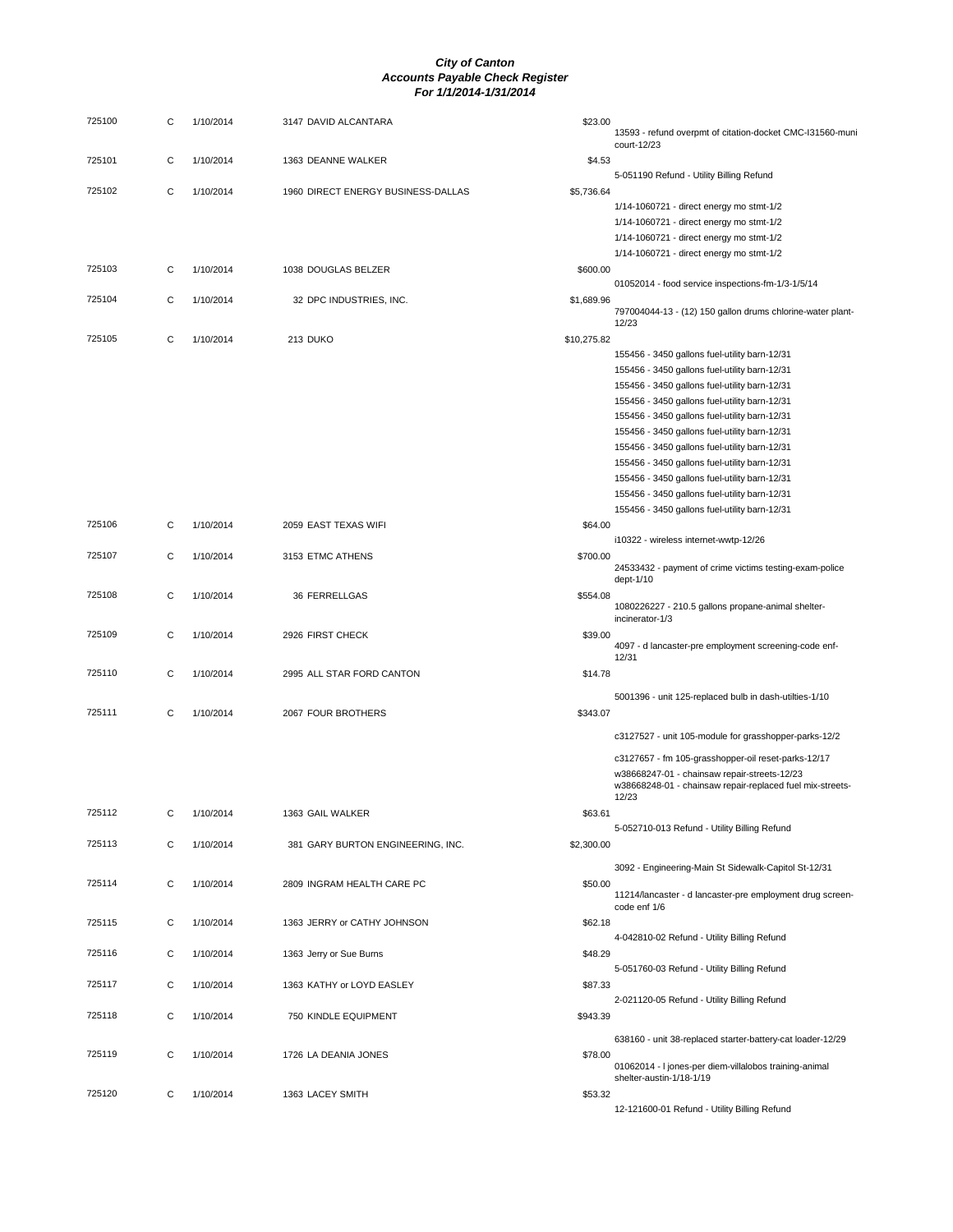# *City of Canton*
## *Accounts Payable Check Register*
### *For 1/1/2014-1/31/2014*

| Check | Type | Date | Vendor | Amount | Description |
|---|---|---|---|---|---|
| 725100 | C | 1/10/2014 | 3147 DAVID ALCANTARA | $23.00 | 13593 - refund overpmt of citation-docket CMC-I31560-muni court-12/23 |
| 725101 | C | 1/10/2014 | 1363 DEANNE WALKER | $4.53 | 5-051190 Refund - Utility Billing Refund |
| 725102 | C | 1/10/2014 | 1960 DIRECT ENERGY BUSINESS-DALLAS | $5,736.64 | 1/14-1060721 - direct energy mo stmt-1/2 |
| | | | | | 1/14-1060721 - direct energy mo stmt-1/2 |
| | | | | | 1/14-1060721 - direct energy mo stmt-1/2 |
| | | | | | 1/14-1060721 - direct energy mo stmt-1/2 |
| 725103 | C | 1/10/2014 | 1038 DOUGLAS BELZER | $600.00 | 01052014 - food service inspections-fm-1/3-1/5/14 |
| 725104 | C | 1/10/2014 | 32 DPC INDUSTRIES, INC. | $1,689.96 | 797004044-13 - (12) 150 gallon drums chlorine-water plant-12/23 |
| 725105 | C | 1/10/2014 | 213 DUKO | $10,275.82 | 155456 - 3450 gallons fuel-utility barn-12/31 |
| | | | | | 155456 - 3450 gallons fuel-utility barn-12/31 |
| | | | | | 155456 - 3450 gallons fuel-utility barn-12/31 |
| | | | | | 155456 - 3450 gallons fuel-utility barn-12/31 |
| | | | | | 155456 - 3450 gallons fuel-utility barn-12/31 |
| | | | | | 155456 - 3450 gallons fuel-utility barn-12/31 |
| | | | | | 155456 - 3450 gallons fuel-utility barn-12/31 |
| | | | | | 155456 - 3450 gallons fuel-utility barn-12/31 |
| | | | | | 155456 - 3450 gallons fuel-utility barn-12/31 |
| | | | | | 155456 - 3450 gallons fuel-utility barn-12/31 |
| | | | | | 155456 - 3450 gallons fuel-utility barn-12/31 |
| 725106 | C | 1/10/2014 | 2059 EAST TEXAS WIFI | $64.00 | i10322 - wireless internet-wwtp-12/26 |
| 725107 | C | 1/10/2014 | 3153 ETMC ATHENS | $700.00 | 24533432 - payment of crime victims testing-exam-police dept-1/10 |
| 725108 | C | 1/10/2014 | 36 FERRELLGAS | $554.08 | 1080226227 - 210.5 gallons propane-animal shelter-incinerator-1/3 |
| 725109 | C | 1/10/2014 | 2926 FIRST CHECK | $39.00 | 4097 - d lancaster-pre employment screening-code enf-12/31 |
| 725110 | C | 1/10/2014 | 2995 ALL STAR FORD CANTON | $14.78 | 5001396 - unit 125-replaced bulb in dash-utilties-1/10 |
| 725111 | C | 1/10/2014 | 2067 FOUR BROTHERS | $343.07 | c3127527 - unit 105-module for grasshopper-parks-12/2 |
| | | | | | c3127657 - fm 105-grasshopper-oil reset-parks-12/17 |
| | | | | | w38668247-01 - chainsaw repair-streets-12/23 |
| | | | | | w38668248-01 - chainsaw repair-replaced fuel mix-streets-12/23 |
| 725112 | C | 1/10/2014 | 1363 GAIL WALKER | $63.61 | 5-052710-013 Refund - Utility Billing Refund |
| 725113 | C | 1/10/2014 | 381 GARY BURTON ENGINEERING, INC. | $2,300.00 | 3092 - Engineering-Main St Sidewalk-Capitol St-12/31 |
| 725114 | C | 1/10/2014 | 2809 INGRAM HEALTH CARE PC | $50.00 | 11214/lancaster - d lancaster-pre employment drug screen-code enf 1/6 |
| 725115 | C | 1/10/2014 | 1363 JERRY or CATHY JOHNSON | $62.18 | 4-042810-02 Refund - Utility Billing Refund |
| 725116 | C | 1/10/2014 | 1363 Jerry or Sue Burns | $48.29 | 5-051760-03 Refund - Utility Billing Refund |
| 725117 | C | 1/10/2014 | 1363 KATHY or LOYD EASLEY | $87.33 | 2-021120-05 Refund - Utility Billing Refund |
| 725118 | C | 1/10/2014 | 750 KINDLE EQUIPMENT | $943.39 | 638160 - unit 38-replaced starter-battery-cat loader-12/29 |
| 725119 | C | 1/10/2014 | 1726 LA DEANIA JONES | $78.00 | 01062014 - l jones-per diem-villalobos training-animal shelter-austin-1/18-1/19 |
| 725120 | C | 1/10/2014 | 1363 LACEY SMITH | $53.32 | 12-121600-01 Refund - Utility Billing Refund |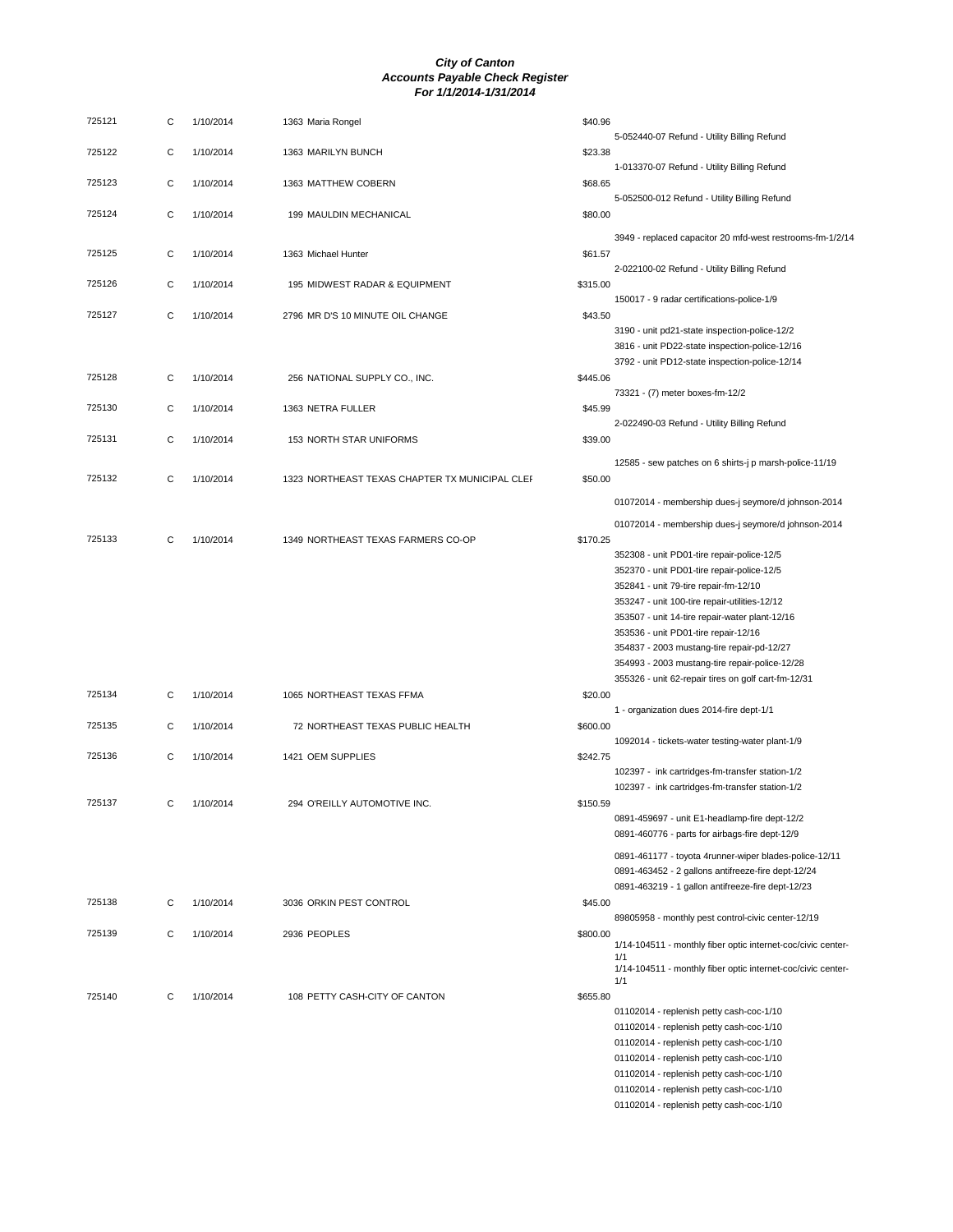# City of Canton
## Accounts Payable Check Register
### For 1/1/2014-1/31/2014

| Check # | Type | Date | Vendor | Amount | Description |
|---|---|---|---|---|---|
| 725121 | C | 1/10/2014 | 1363 Maria Rongel | $40.96 | |
| | | | | | 5-052440-07 Refund - Utility Billing Refund |
| 725122 | C | 1/10/2014 | 1363 MARILYN BUNCH | $23.38 | |
| | | | | | 1-013370-07 Refund - Utility Billing Refund |
| 725123 | C | 1/10/2014 | 1363 MATTHEW COBERN | $68.65 | |
| | | | | | 5-052500-012 Refund - Utility Billing Refund |
| 725124 | C | 1/10/2014 | 199 MAULDIN MECHANICAL | $80.00 | |
| | | | | | 3949 - replaced capacitor 20 mfd-west restrooms-fm-1/2/14 |
| 725125 | C | 1/10/2014 | 1363 Michael Hunter | $61.57 | |
| | | | | | 2-022100-02 Refund - Utility Billing Refund |
| 725126 | C | 1/10/2014 | 195 MIDWEST RADAR & EQUIPMENT | $315.00 | |
| | | | | | 150017 - 9 radar certifications-police-1/9 |
| 725127 | C | 1/10/2014 | 2796 MR D'S 10 MINUTE OIL CHANGE | $43.50 | |
| | | | | | 3190 - unit pd21-state inspection-police-12/2 |
| | | | | | 3816 - unit PD22-state inspection-police-12/16 |
| | | | | | 3792 - unit PD12-state inspection-police-12/14 |
| 725128 | C | 1/10/2014 | 256 NATIONAL SUPPLY CO., INC. | $445.06 | |
| | | | | | 73321 - (7) meter boxes-fm-12/2 |
| 725130 | C | 1/10/2014 | 1363 NETRA FULLER | $45.99 | |
| | | | | | 2-022490-03 Refund - Utility Billing Refund |
| 725131 | C | 1/10/2014 | 153 NORTH STAR UNIFORMS | $39.00 | |
| | | | | | 12585 - sew patches on 6 shirts-j p marsh-police-11/19 |
| 725132 | C | 1/10/2014 | 1323 NORTHEAST TEXAS CHAPTER TX MUNICIPAL CLEF | $50.00 | |
| | | | | | 01072014 - membership dues-j seymore/d johnson-2014 |
| | | | | | 01072014 - membership dues-j seymore/d johnson-2014 |
| 725133 | C | 1/10/2014 | 1349 NORTHEAST TEXAS FARMERS CO-OP | $170.25 | |
| | | | | | 352308 - unit PD01-tire repair-police-12/5 |
| | | | | | 352370 - unit PD01-tire repair-police-12/5 |
| | | | | | 352841 - unit 79-tire repair-fm-12/10 |
| | | | | | 353247 - unit 100-tire repair-utilities-12/12 |
| | | | | | 353507 - unit 14-tire repair-water plant-12/16 |
| | | | | | 353536 - unit PD01-tire repair-12/16 |
| | | | | | 354837 - 2003 mustang-tire repair-pd-12/27 |
| | | | | | 354993 - 2003 mustang-tire repair-police-12/28 |
| | | | | | 355326 - unit 62-repair tires on golf cart-fm-12/31 |
| 725134 | C | 1/10/2014 | 1065 NORTHEAST TEXAS FFMA | $20.00 | |
| | | | | | 1 - organization dues 2014-fire dept-1/1 |
| 725135 | C | 1/10/2014 | 72 NORTHEAST TEXAS PUBLIC HEALTH | $600.00 | |
| | | | | | 1092014 - tickets-water testing-water plant-1/9 |
| 725136 | C | 1/10/2014 | 1421 OEM SUPPLIES | $242.75 | |
| | | | | | 102397 - ink cartridges-fm-transfer station-1/2 |
| | | | | | 102397 - ink cartridges-fm-transfer station-1/2 |
| 725137 | C | 1/10/2014 | 294 O'REILLY AUTOMOTIVE INC. | $150.59 | |
| | | | | | 0891-459697 - unit E1-headlamp-fire dept-12/2 |
| | | | | | 0891-460776 - parts for airbags-fire dept-12/9 |
| | | | | | 0891-461177 - toyota 4runner-wiper blades-police-12/11 |
| | | | | | 0891-463452 - 2 gallons antifreeze-fire dept-12/24 |
| | | | | | 0891-463219 - 1 gallon antifreeze-fire dept-12/23 |
| 725138 | C | 1/10/2014 | 3036 ORKIN PEST CONTROL | $45.00 | |
| | | | | | 89805958 - monthly pest control-civic center-12/19 |
| 725139 | C | 1/10/2014 | 2936 PEOPLES | $800.00 | |
| | | | | | 1/14-104511 - monthly fiber optic internet-coc/civic center-1/1 |
| | | | | | 1/14-104511 - monthly fiber optic internet-coc/civic center-1/1 |
| 725140 | C | 1/10/2014 | 108 PETTY CASH-CITY OF CANTON | $655.80 | |
| | | | | | 01102014 - replenish petty cash-coc-1/10 |
| | | | | | 01102014 - replenish petty cash-coc-1/10 |
| | | | | | 01102014 - replenish petty cash-coc-1/10 |
| | | | | | 01102014 - replenish petty cash-coc-1/10 |
| | | | | | 01102014 - replenish petty cash-coc-1/10 |
| | | | | | 01102014 - replenish petty cash-coc-1/10 |
| | | | | | 01102014 - replenish petty cash-coc-1/10 |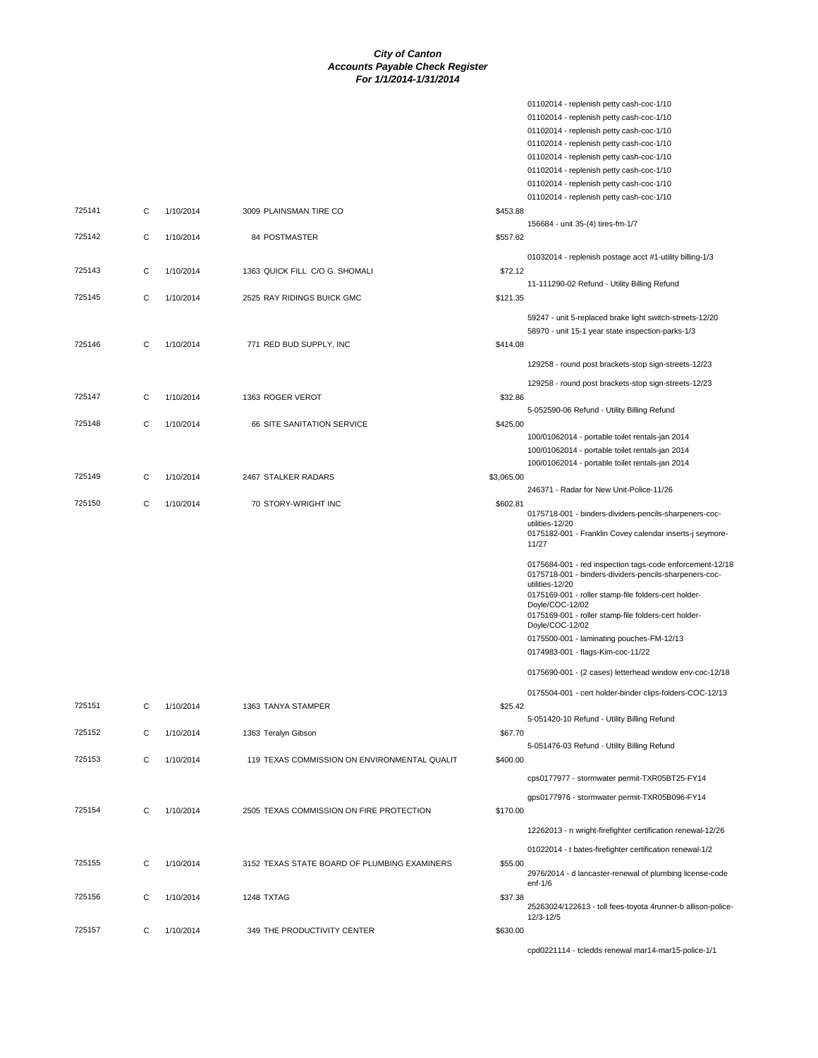# City of Canton
## Accounts Payable Check Register
### For 1/1/2014-1/31/2014

| Check # | Type | Date | Vendor | Amount | Description |
|---|---|---|---|---|---|
| | | | | | 01102014 - replenish petty cash-coc-1/10 |
| | | | | | 01102014 - replenish petty cash-coc-1/10 |
| | | | | | 01102014 - replenish petty cash-coc-1/10 |
| | | | | | 01102014 - replenish petty cash-coc-1/10 |
| | | | | | 01102014 - replenish petty cash-coc-1/10 |
| | | | | | 01102014 - replenish petty cash-coc-1/10 |
| | | | | | 01102014 - replenish petty cash-coc-1/10 |
| | | | | | 01102014 - replenish petty cash-coc-1/10 |
| 725141 | C | 1/10/2014 | 3009 PLAINSMAN TIRE CO | $453.88 | |
| | | | | | 156684 - unit 35-(4) tires-fm-1/7 |
| 725142 | C | 1/10/2014 | 84 POSTMASTER | $557.62 | |
| | | | | | 01032014 - replenish postage acct #1-utility billing-1/3 |
| 725143 | C | 1/10/2014 | 1363 QUICK FILL C/O G. SHOMALI | $72.12 | |
| | | | | | 11-111290-02 Refund - Utility Billing Refund |
| 725145 | C | 1/10/2014 | 2525 RAY RIDINGS BUICK GMC | $121.35 | |
| | | | | | 59247 - unit 5-replaced brake light switch-streets-12/20 |
| | | | | | 58970 - unit 15-1 year state inspection-parks-1/3 |
| 725146 | C | 1/10/2014 | 771 RED BUD SUPPLY, INC | $414.08 | |
| | | | | | 129258 - round post brackets-stop sign-streets-12/23 |
| | | | | | 129258 - round post brackets-stop sign-streets-12/23 |
| 725147 | C | 1/10/2014 | 1363 ROGER VEROT | $32.86 | |
| | | | | | 5-052590-06 Refund - Utility Billing Refund |
| 725148 | C | 1/10/2014 | 66 SITE SANITATION SERVICE | $425.00 | |
| | | | | | 100/01062014 - portable toilet rentals-jan 2014 |
| | | | | | 100/01062014 - portable toilet rentals-jan 2014 |
| | | | | | 100/01062014 - portable toilet rentals-jan 2014 |
| 725149 | C | 1/10/2014 | 2467 STALKER RADARS | $3,065.00 | |
| | | | | | 246371 - Radar for New Unit-Police-11/26 |
| 725150 | C | 1/10/2014 | 70 STORY-WRIGHT INC | $602.81 | |
| | | | | | 0175718-001 - binders-dividers-pencils-sharpeners-coc-utilities-12/20 |
| | | | | | 0175182-001 - Franklin Covey calendar inserts-j seymore-11/27 |
| | | | | | 0175684-001 - red inspection tags-code enforcement-12/18 |
| | | | | | 0175718-001 - binders-dividers-pencils-sharpeners-coc-utilities-12/20 |
| | | | | | 0175169-001 - roller stamp-file folders-cert holder-Doyle/COC-12/02 |
| | | | | | 0175169-001 - roller stamp-file folders-cert holder-Doyle/COC-12/02 |
| | | | | | 0175500-001 - laminating pouches-FM-12/13 |
| | | | | | 0174983-001 - flags-Kim-coc-11/22 |
| | | | | | 0175690-001 - (2 cases) letterhead window env-coc-12/18 |
| | | | | | 0175504-001 - cert holder-binder clips-folders-COC-12/13 |
| 725151 | C | 1/10/2014 | 1363 TANYA STAMPER | $25.42 | |
| | | | | | 5-051420-10 Refund - Utility Billing Refund |
| 725152 | C | 1/10/2014 | 1363 Teralyn Gibson | $67.70 | |
| | | | | | 5-051476-03 Refund - Utility Billing Refund |
| 725153 | C | 1/10/2014 | 119 TEXAS COMMISSION ON ENVIRONMENTAL QUALIT | $400.00 | |
| | | | | | cps0177977 - stormwater permit-TXR05BT25-FY14 |
| | | | | | gps0177976 - stormwater permit-TXR05B096-FY14 |
| 725154 | C | 1/10/2014 | 2505 TEXAS COMMISSION ON FIRE PROTECTION | $170.00 | |
| | | | | | 12262013 - n wright-firefighter certification renewal-12/26 |
| | | | | | 01022014 - t bates-firefighter certification renewal-1/2 |
| 725155 | C | 1/10/2014 | 3152 TEXAS STATE BOARD OF PLUMBING EXAMINERS | $55.00 | |
| | | | | | 2976/2014 - d lancaster-renewal of plumbing license-code enf-1/6 |
| 725156 | C | 1/10/2014 | 1248 TXTAG | $37.38 | |
| | | | | | 25263024/122613 - toll fees-toyota 4runner-b allison-police-12/3-12/5 |
| 725157 | C | 1/10/2014 | 349 THE PRODUCTIVITY CENTER | $630.00 | |
| | | | | | cpd0221114 - tcledds renewal mar14-mar15-police-1/1 |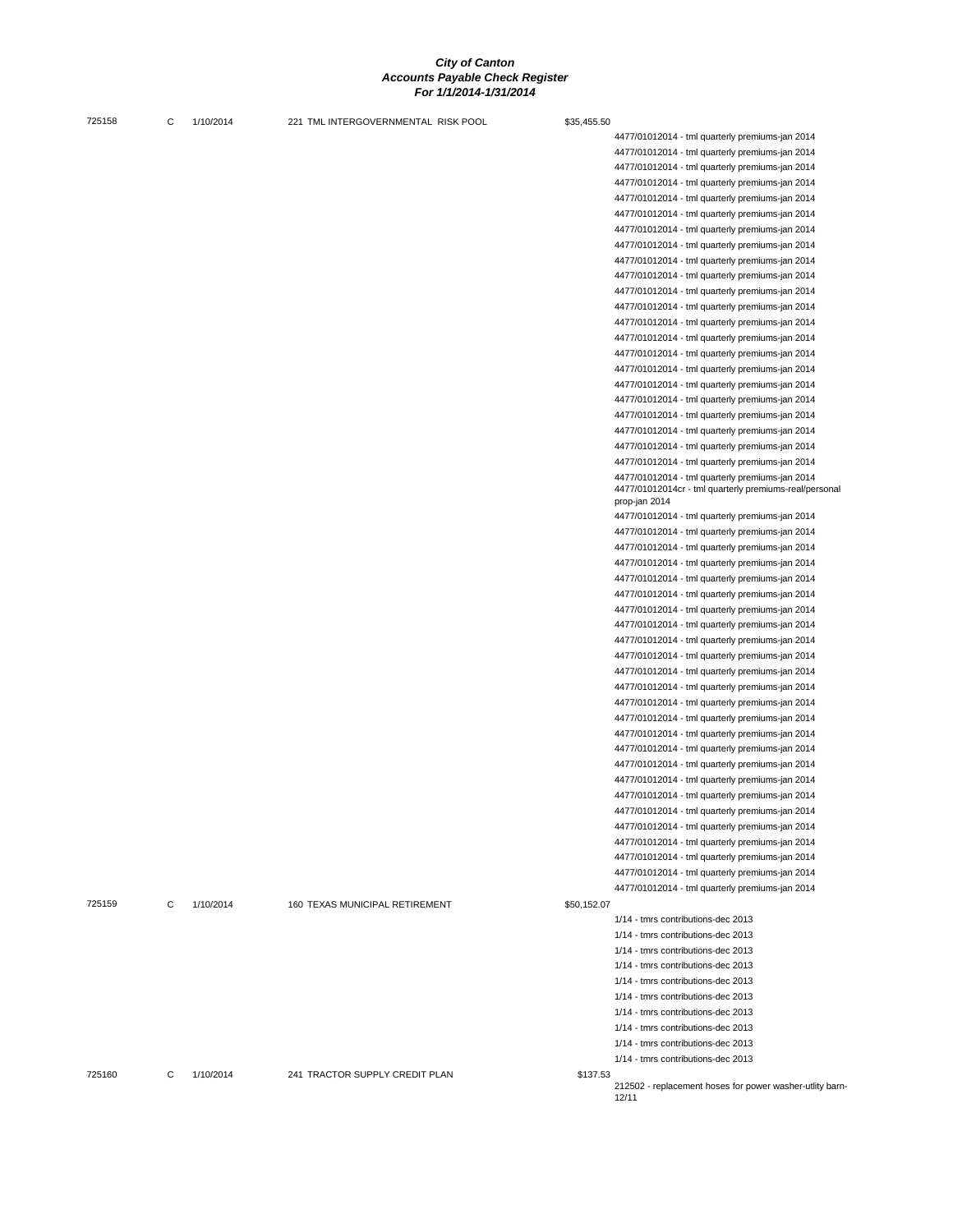| Check | Type | Date | Vendor | Amount | Description |
|---|---|---|---|---|---|
| 725158 | C | 1/10/2014 | 221 TML INTERGOVERNMENTAL RISK POOL | $35,455.50 | |
| | | | | | 4477/01012014 - tml quarterly premiums-jan 2014 |
| | | | | | 4477/01012014 - tml quarterly premiums-jan 2014 |
| | | | | | 4477/01012014 - tml quarterly premiums-jan 2014 |
| | | | | | 4477/01012014 - tml quarterly premiums-jan 2014 |
| | | | | | 4477/01012014 - tml quarterly premiums-jan 2014 |
| | | | | | 4477/01012014 - tml quarterly premiums-jan 2014 |
| | | | | | 4477/01012014 - tml quarterly premiums-jan 2014 |
| | | | | | 4477/01012014 - tml quarterly premiums-jan 2014 |
| | | | | | 4477/01012014 - tml quarterly premiums-jan 2014 |
| | | | | | 4477/01012014 - tml quarterly premiums-jan 2014 |
| | | | | | 4477/01012014 - tml quarterly premiums-jan 2014 |
| | | | | | 4477/01012014 - tml quarterly premiums-jan 2014 |
| | | | | | 4477/01012014 - tml quarterly premiums-jan 2014 |
| | | | | | 4477/01012014 - tml quarterly premiums-jan 2014 |
| | | | | | 4477/01012014 - tml quarterly premiums-jan 2014 |
| | | | | | 4477/01012014 - tml quarterly premiums-jan 2014 |
| | | | | | 4477/01012014 - tml quarterly premiums-jan 2014 |
| | | | | | 4477/01012014 - tml quarterly premiums-jan 2014 |
| | | | | | 4477/01012014 - tml quarterly premiums-jan 2014 |
| | | | | | 4477/01012014 - tml quarterly premiums-jan 2014 |
| | | | | | 4477/01012014 - tml quarterly premiums-jan 2014 |
| | | | | | 4477/01012014 - tml quarterly premiums-jan 2014 |
| | | | | | 4477/01012014 - tml quarterly premiums-jan 2014 |
| | | | | | 4477/01012014cr - tml quarterly premiums-real/personal prop-jan 2014 |
| | | | | | 4477/01012014 - tml quarterly premiums-jan 2014 |
| | | | | | 4477/01012014 - tml quarterly premiums-jan 2014 |
| | | | | | 4477/01012014 - tml quarterly premiums-jan 2014 |
| | | | | | 4477/01012014 - tml quarterly premiums-jan 2014 |
| | | | | | 4477/01012014 - tml quarterly premiums-jan 2014 |
| | | | | | 4477/01012014 - tml quarterly premiums-jan 2014 |
| | | | | | 4477/01012014 - tml quarterly premiums-jan 2014 |
| | | | | | 4477/01012014 - tml quarterly premiums-jan 2014 |
| | | | | | 4477/01012014 - tml quarterly premiums-jan 2014 |
| | | | | | 4477/01012014 - tml quarterly premiums-jan 2014 |
| | | | | | 4477/01012014 - tml quarterly premiums-jan 2014 |
| | | | | | 4477/01012014 - tml quarterly premiums-jan 2014 |
| | | | | | 4477/01012014 - tml quarterly premiums-jan 2014 |
| | | | | | 4477/01012014 - tml quarterly premiums-jan 2014 |
| | | | | | 4477/01012014 - tml quarterly premiums-jan 2014 |
| | | | | | 4477/01012014 - tml quarterly premiums-jan 2014 |
| | | | | | 4477/01012014 - tml quarterly premiums-jan 2014 |
| | | | | | 4477/01012014 - tml quarterly premiums-jan 2014 |
| | | | | | 4477/01012014 - tml quarterly premiums-jan 2014 |
| | | | | | 4477/01012014 - tml quarterly premiums-jan 2014 |
| | | | | | 4477/01012014 - tml quarterly premiums-jan 2014 |
| | | | | | 4477/01012014 - tml quarterly premiums-jan 2014 |
| | | | | | 4477/01012014 - tml quarterly premiums-jan 2014 |
| | | | | | 4477/01012014 - tml quarterly premiums-jan 2014 |
| | | | | | 4477/01012014 - tml quarterly premiums-jan 2014 |
| 725159 | C | 1/10/2014 | 160 TEXAS MUNICIPAL RETIREMENT | $50,152.07 | |
| | | | | | 1/14 - tmrs contributions-dec 2013 |
| | | | | | 1/14 - tmrs contributions-dec 2013 |
| | | | | | 1/14 - tmrs contributions-dec 2013 |
| | | | | | 1/14 - tmrs contributions-dec 2013 |
| | | | | | 1/14 - tmrs contributions-dec 2013 |
| | | | | | 1/14 - tmrs contributions-dec 2013 |
| | | | | | 1/14 - tmrs contributions-dec 2013 |
| | | | | | 1/14 - tmrs contributions-dec 2013 |
| | | | | | 1/14 - tmrs contributions-dec 2013 |
| | | | | | 1/14 - tmrs contributions-dec 2013 |
| 725160 | C | 1/10/2014 | 241 TRACTOR SUPPLY CREDIT PLAN | $137.53 | |
| | | | | | 212502 - replacement hoses for power washer-utlity barn-12/11 |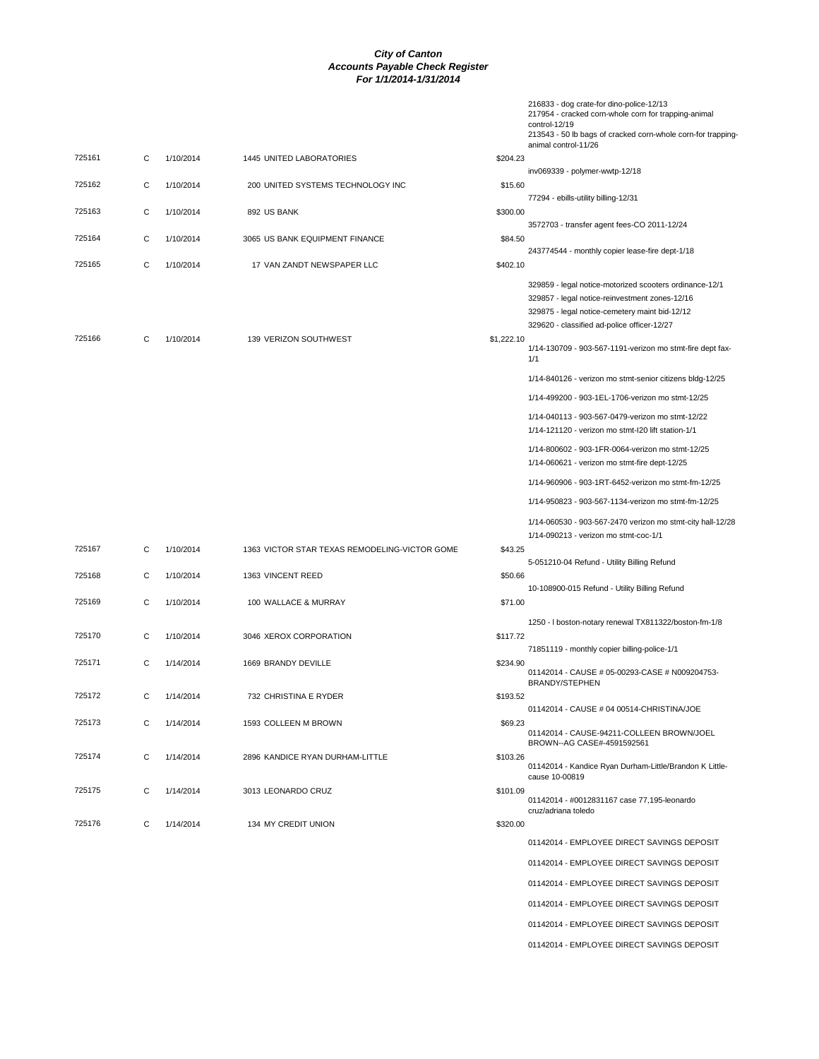# City of Canton
## Accounts Payable Check Register
### For 1/1/2014-1/31/2014

| Check # | Type | Date | Vendor | Amount | Description |
|---|---|---|---|---|---|
| | | | | | 216833 - dog crate-for dino-police-12/13 |
| | | | | | 217954 - cracked corn-whole corn for trapping-animal control-12/19 |
| | | | | | 213543 - 50 lb bags of cracked corn-whole corn-for trapping-animal control-11/26 |
| 725161 | C | 1/10/2014 | 1445 UNITED LABORATORIES | $204.23 | |
| | | | | | inv069339 - polymer-wwtp-12/18 |
| 725162 | C | 1/10/2014 | 200 UNITED SYSTEMS TECHNOLOGY INC | $15.60 | |
| | | | | | 77294 - ebills-utility billing-12/31 |
| 725163 | C | 1/10/2014 | 892 US BANK | $300.00 | |
| | | | | | 3572703 - transfer agent fees-CO 2011-12/24 |
| 725164 | C | 1/10/2014 | 3065 US BANK EQUIPMENT FINANCE | $84.50 | |
| | | | | | 243774544 - monthly copier lease-fire dept-1/18 |
| 725165 | C | 1/10/2014 | 17 VAN ZANDT NEWSPAPER LLC | $402.10 | |
| | | | | | 329859 - legal notice-motorized scooters ordinance-12/1 |
| | | | | | 329857 - legal notice-reinvestment zones-12/16 |
| | | | | | 329875 - legal notice-cemetery maint bid-12/12 |
| | | | | | 329620 - classified ad-police officer-12/27 |
| 725166 | C | 1/10/2014 | 139 VERIZON SOUTHWEST | $1,222.10 | |
| | | | | | 1/14-130709 - 903-567-1191-verizon mo stmt-fire dept fax-1/1 |
| | | | | | 1/14-840126 - verizon mo stmt-senior citizens bldg-12/25 |
| | | | | | 1/14-499200 - 903-1EL-1706-verizon mo stmt-12/25 |
| | | | | | 1/14-040113 - 903-567-0479-verizon mo stmt-12/22 |
| | | | | | 1/14-121120 - verizon mo stmt-I20 lift station-1/1 |
| | | | | | 1/14-800602 - 903-1FR-0064-verizon mo stmt-12/25 |
| | | | | | 1/14-060621 - verizon mo stmt-fire dept-12/25 |
| | | | | | 1/14-960906 - 903-1RT-6452-verizon mo stmt-fm-12/25 |
| | | | | | 1/14-950823 - 903-567-1134-verizon mo stmt-fm-12/25 |
| | | | | | 1/14-060530 - 903-567-2470 verizon mo stmt-city hall-12/28 |
| | | | | | 1/14-090213 - verizon mo stmt-coc-1/1 |
| 725167 | C | 1/10/2014 | 1363 VICTOR STAR TEXAS REMODELING-VICTOR GOME | $43.25 | |
| | | | | | 5-051210-04 Refund - Utility Billing Refund |
| 725168 | C | 1/10/2014 | 1363 VINCENT REED | $50.66 | |
| | | | | | 10-108900-015 Refund - Utility Billing Refund |
| 725169 | C | 1/10/2014 | 100 WALLACE & MURRAY | $71.00 | |
| | | | | | 1250 - l boston-notary renewal TX811322/boston-fm-1/8 |
| 725170 | C | 1/10/2014 | 3046 XEROX CORPORATION | $117.72 | |
| | | | | | 71851119 - monthly copier billing-police-1/1 |
| 725171 | C | 1/14/2014 | 1669 BRANDY DEVILLE | $234.90 | |
| | | | | | 01142014 - CAUSE # 05-00293-CASE # N009204753-BRANDY/STEPHEN |
| 725172 | C | 1/14/2014 | 732 CHRISTINA E RYDER | $193.52 | |
| | | | | | 01142014 - CAUSE # 04 00514-CHRISTINA/JOE |
| 725173 | C | 1/14/2014 | 1593 COLLEEN M BROWN | $69.23 | |
| | | | | | 01142014 - CAUSE-94211-COLLEEN BROWN/JOEL BROWN--AG CASE#-4591592561 |
| 725174 | C | 1/14/2014 | 2896 KANDICE RYAN DURHAM-LITTLE | $103.26 | |
| | | | | | 01142014 - Kandice Ryan Durham-Little/Brandon K Little-cause 10-00819 |
| 725175 | C | 1/14/2014 | 3013 LEONARDO CRUZ | $101.09 | |
| | | | | | 01142014 - #0012831167 case 77,195-leonardo cruz/adriana toledo |
| 725176 | C | 1/14/2014 | 134 MY CREDIT UNION | $320.00 | |
| | | | | | 01142014 - EMPLOYEE DIRECT SAVINGS DEPOSIT |
| | | | | | 01142014 - EMPLOYEE DIRECT SAVINGS DEPOSIT |
| | | | | | 01142014 - EMPLOYEE DIRECT SAVINGS DEPOSIT |
| | | | | | 01142014 - EMPLOYEE DIRECT SAVINGS DEPOSIT |
| | | | | | 01142014 - EMPLOYEE DIRECT SAVINGS DEPOSIT |
| | | | | | 01142014 - EMPLOYEE DIRECT SAVINGS DEPOSIT |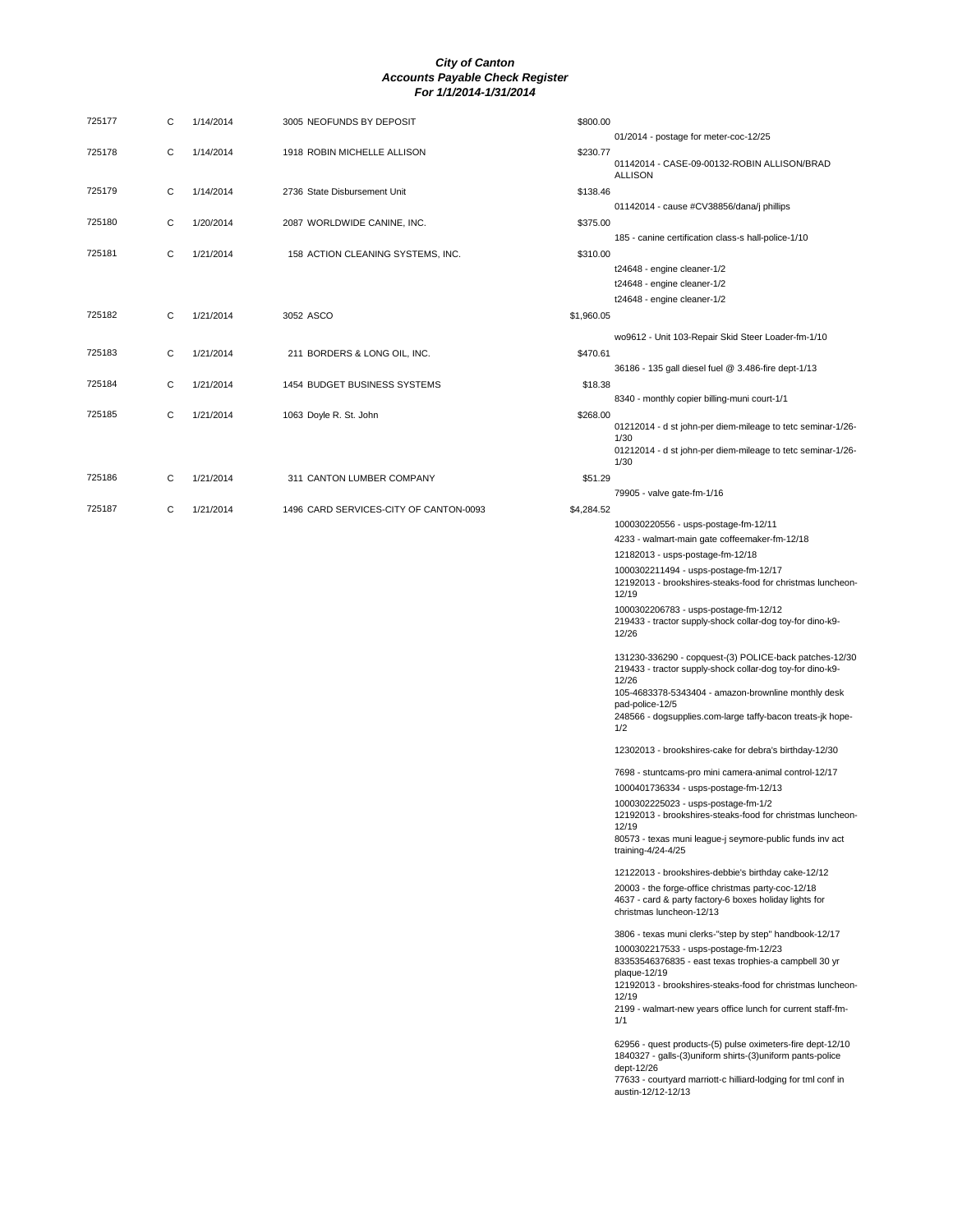# City of Canton
## Accounts Payable Check Register
### For 1/1/2014-1/31/2014

| Check # | Type | Date | Vendor | Amount | Description |
|---|---|---|---|---|---|
| 725177 | C | 1/14/2014 | 3005 NEOFUNDS BY DEPOSIT | $800.00 | |
| | | | | | 01/2014 - postage for meter-coc-12/25 |
| 725178 | C | 1/14/2014 | 1918 ROBIN MICHELLE ALLISON | $230.77 | |
| | | | | | 01142014 - CASE-09-00132-ROBIN ALLISON/BRAD ALLISON |
| 725179 | C | 1/14/2014 | 2736 State Disbursement Unit | $138.46 | |
| | | | | | 01142014 - cause #CV38856/dana/j phillips |
| 725180 | C | 1/20/2014 | 2087 WORLDWIDE CANINE, INC. | $375.00 | |
| | | | | | 185 - canine certification class-s hall-police-1/10 |
| 725181 | C | 1/21/2014 | 158 ACTION CLEANING SYSTEMS, INC. | $310.00 | |
| | | | | | t24648 - engine cleaner-1/2 |
| | | | | | t24648 - engine cleaner-1/2 |
| | | | | | t24648 - engine cleaner-1/2 |
| 725182 | C | 1/21/2014 | 3052 ASCO | $1,960.05 | |
| | | | | | wo9612 - Unit 103-Repair Skid Steer Loader-fm-1/10 |
| 725183 | C | 1/21/2014 | 211 BORDERS & LONG OIL, INC. | $470.61 | |
| | | | | | 36186 - 135 gall diesel fuel @ 3.486-fire dept-1/13 |
| 725184 | C | 1/21/2014 | 1454 BUDGET BUSINESS SYSTEMS | $18.38 | |
| | | | | | 8340 - monthly copier billing-muni court-1/1 |
| 725185 | C | 1/21/2014 | 1063 Doyle R. St. John | $268.00 | |
| | | | | | 01212014 - d st john-per diem-mileage to tetc seminar-1/26-1/30 |
| | | | | | 01212014 - d st john-per diem-mileage to tetc seminar-1/26-1/30 |
| 725186 | C | 1/21/2014 | 311 CANTON LUMBER COMPANY | $51.29 | |
| | | | | | 79905 - valve gate-fm-1/16 |
| 725187 | C | 1/21/2014 | 1496 CARD SERVICES-CITY OF CANTON-0093 | $4,284.52 | |
| | | | | | 100030220556 - usps-postage-fm-12/11 |
| | | | | | 4233 - walmart-main gate coffeemaker-fm-12/18 |
| | | | | | 12182013 - usps-postage-fm-12/18 |
| | | | | | 1000302211494 - usps-postage-fm-12/17 |
| | | | | | 12192013 - brookshires-steaks-food for christmas luncheon-12/19 |
| | | | | | 1000302206783 - usps-postage-fm-12/12 |
| | | | | | 219433 - tractor supply-shock collar-dog toy-for dino-k9-12/26 |
| | | | | | 131230-336290 - copquest-(3) POLICE-back patches-12/30 |
| | | | | | 219433 - tractor supply-shock collar-dog toy-for dino-k9-12/26 |
| | | | | | 105-4683378-5343404 - amazon-brownline monthly desk pad-police-12/5 |
| | | | | | 248566 - dogsupplies.com-large taffy-bacon treats-jk hope-1/2 |
| | | | | | 12302013 - brookshires-cake for debra's birthday-12/30 |
| | | | | | 7698 - stuntcams-pro mini camera-animal control-12/17 |
| | | | | | 1000401736334 - usps-postage-fm-12/13 |
| | | | | | 1000302225023 - usps-postage-fm-1/2 |
| | | | | | 12192013 - brookshires-steaks-food for christmas luncheon-12/19 |
| | | | | | 80573 - texas muni league-j seymore-public funds inv act training-4/24-4/25 |
| | | | | | 12122013 - brookshires-debbie's birthday cake-12/12 |
| | | | | | 20003 - the forge-office christmas party-coc-12/18 |
| | | | | | 4637 - card & party factory-6 boxes holiday lights for christmas luncheon-12/13 |
| | | | | | 3806 - texas muni clerks-"step by step" handbook-12/17 |
| | | | | | 1000302217533 - usps-postage-fm-12/23 |
| | | | | | 83353546376835 - east texas trophies-a campbell 30 yr plaque-12/19 |
| | | | | | 12192013 - brookshires-steaks-food for christmas luncheon-12/19 |
| | | | | | 2199 - walmart-new years office lunch for current staff-fm-1/1 |
| | | | | | 62956 - quest products-(5) pulse oximeters-fire dept-12/10 |
| | | | | | 1840327 - galls-(3)uniform shirts-(3)uniform pants-police dept-12/26 |
| | | | | | 77633 - courtyard marriott-c hilliard-lodging for tml conf in austin-12/12-12/13 |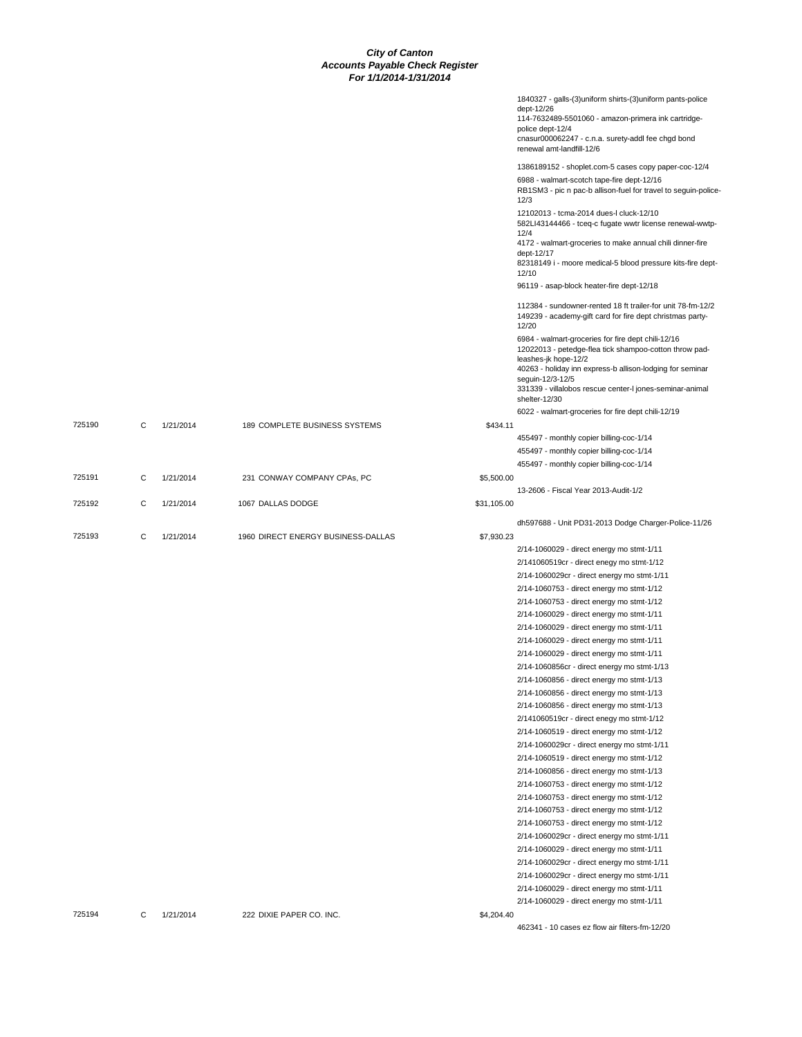# City of Canton
## Accounts Payable Check Register
### For 1/1/2014-1/31/2014

| Check # | Type | Date | Vendor | Amount | Description |
|---|---|---|---|---|---|
| | | | | | 1840327 - galls-(3)uniform shirts-(3)uniform pants-police dept-12/26 |
| | | | | | 114-7632489-5501060 - amazon-primera ink cartridge-police dept-12/4 |
| | | | | | cnasur000062247 - c.n.a. surety-addl fee chgd bond renewal amt-landfill-12/6 |
| | | | | | 1386189152 - shoplet.com-5 cases copy paper-coc-12/4 |
| | | | | | 6988 - walmart-scotch tape-fire dept-12/16 |
| | | | | | RB1SM3 - pic n pac-b allison-fuel for travel to seguin-police-12/3 |
| | | | | | 12102013 - tcma-2014 dues-l cluck-12/10 |
| | | | | | 582LI43144466 - tceq-c fugate wwtr license renewal-wwtp-12/4 |
| | | | | | 4172 - walmart-groceries to make annual chili dinner-fire dept-12/17 |
| | | | | | 82318149 i - moore medical-5 blood pressure kits-fire dept-12/10 |
| | | | | | 96119 - asap-block heater-fire dept-12/18 |
| | | | | | 112384 - sundowner-rented 18 ft trailer-for unit 78-fm-12/2 |
| | | | | | 149239 - academy-gift card for fire dept christmas party-12/20 |
| | | | | | 6984 - walmart-groceries for fire dept chili-12/16 |
| | | | | | 12022013 - petedge-flea tick shampoo-cotton throw pad-leashes-jk hope-12/2 |
| | | | | | 40263 - holiday inn express-b allison-lodging for seminar seguin-12/3-12/5 |
| | | | | | 331339 - villalobos rescue center-l jones-seminar-animal shelter-12/30 |
| | | | | | 6022 - walmart-groceries for fire dept chili-12/19 |
| 725190 | C | 1/21/2014 | 189 COMPLETE BUSINESS SYSTEMS | $434.11 | |
| | | | | | 455497 - monthly copier billing-coc-1/14 |
| | | | | | 455497 - monthly copier billing-coc-1/14 |
| | | | | | 455497 - monthly copier billing-coc-1/14 |
| 725191 | C | 1/21/2014 | 231 CONWAY COMPANY CPAs, PC | $5,500.00 | |
| | | | | | 13-2606 - Fiscal Year 2013-Audit-1/2 |
| 725192 | C | 1/21/2014 | 1067 DALLAS DODGE | $31,105.00 | |
| | | | | | dh597688 - Unit PD31-2013 Dodge Charger-Police-11/26 |
| 725193 | C | 1/21/2014 | 1960 DIRECT ENERGY BUSINESS-DALLAS | $7,930.23 | |
| | | | | | 2/14-1060029 - direct energy mo stmt-1/11 |
| | | | | | 2/141060519cr - direct enegy mo stmt-1/12 |
| | | | | | 2/14-1060029cr - direct energy mo stmt-1/11 |
| | | | | | 2/14-1060753 - direct energy mo stmt-1/12 |
| | | | | | 2/14-1060753 - direct energy mo stmt-1/12 |
| | | | | | 2/14-1060029 - direct energy mo stmt-1/11 |
| | | | | | 2/14-1060029 - direct energy mo stmt-1/11 |
| | | | | | 2/14-1060029 - direct energy mo stmt-1/11 |
| | | | | | 2/14-1060029 - direct energy mo stmt-1/11 |
| | | | | | 2/14-1060856cr - direct energy mo stmt-1/13 |
| | | | | | 2/14-1060856 - direct energy mo stmt-1/13 |
| | | | | | 2/14-1060856 - direct energy mo stmt-1/13 |
| | | | | | 2/14-1060856 - direct energy mo stmt-1/13 |
| | | | | | 2/141060519cr - direct enegy mo stmt-1/12 |
| | | | | | 2/14-1060519 - direct energy mo stmt-1/12 |
| | | | | | 2/14-1060029cr - direct energy mo stmt-1/11 |
| | | | | | 2/14-1060519 - direct energy mo stmt-1/12 |
| | | | | | 2/14-1060856 - direct energy mo stmt-1/13 |
| | | | | | 2/14-1060753 - direct energy mo stmt-1/12 |
| | | | | | 2/14-1060753 - direct energy mo stmt-1/12 |
| | | | | | 2/14-1060753 - direct energy mo stmt-1/12 |
| | | | | | 2/14-1060753 - direct energy mo stmt-1/12 |
| | | | | | 2/14-1060029cr - direct energy mo stmt-1/11 |
| | | | | | 2/14-1060029 - direct energy mo stmt-1/11 |
| | | | | | 2/14-1060029cr - direct energy mo stmt-1/11 |
| | | | | | 2/14-1060029cr - direct energy mo stmt-1/11 |
| | | | | | 2/14-1060029 - direct energy mo stmt-1/11 |
| | | | | | 2/14-1060029 - direct energy mo stmt-1/11 |
| 725194 | C | 1/21/2014 | 222 DIXIE PAPER CO. INC. | $4,204.40 | |
| | | | | | 462341 - 10 cases ez flow air filters-fm-12/20 |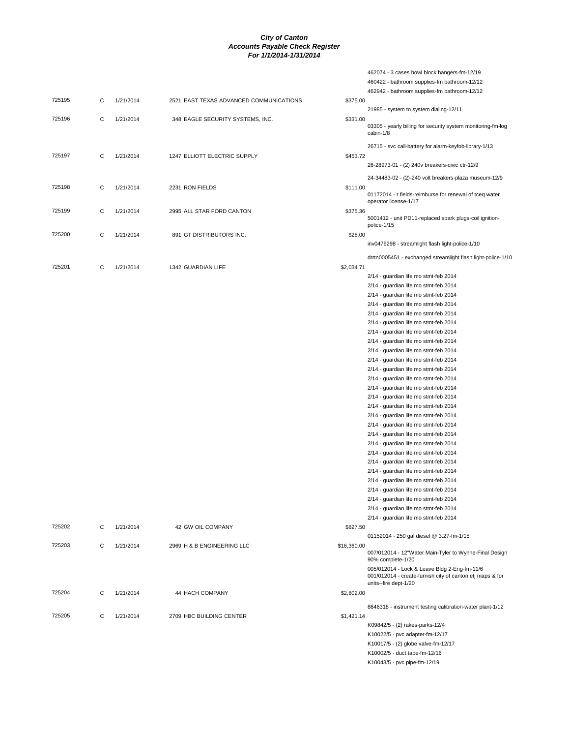# City of Canton
## Accounts Payable Check Register
### For 1/1/2014-1/31/2014

| Check # | Type | Date | Vendor | Amount | Description |
|---|---|---|---|---|---|
| | | | | | 462074 - 3 cases bowl block hangers-fm-12/19 |
| | | | | | 460422 - bathroom supplies-fm bathroom-12/12 |
| | | | | | 462942 - bathroom supplies-fm bathroom-12/12 |
| 725195 | C | 1/21/2014 | 2521 EAST TEXAS ADVANCED COMMUNICATIONS | $375.00 | |
| | | | | | 21985 - system to system dialing-12/11 |
| 725196 | C | 1/21/2014 | 348 EAGLE SECURITY SYSTEMS, INC. | $331.00 | |
| | | | | | 03305 - yearly billing for security system monitoring-fm-log cabin-1/8 |
| | | | | | 26715 - svc call-battery for alarm-keyfob-library-1/13 |
| 725197 | C | 1/21/2014 | 1247 ELLIOTT ELECTRIC SUPPLY | $453.72 | |
| | | | | | 26-28973-01 - (2) 240v breakers-civic ctr-12/9 |
| | | | | | 24-34483-02 - (2)-240 volt breakers-plaza museum-12/9 |
| 725198 | C | 1/21/2014 | 2231 RON FIELDS | $111.00 | |
| | | | | | 01172014 - r fields-reimburse for renewal of tceq water operator license-1/17 |
| 725199 | C | 1/21/2014 | 2995 ALL STAR FORD CANTON | $375.36 | |
| | | | | | 5001412 - unit PD11-replaced spark plugs-coil ignition-police-1/15 |
| 725200 | C | 1/21/2014 | 891 GT DISTRIBUTORS INC. | $28.00 | |
| | | | | | inv0479298 - streamlight flash light-police-1/10 |
| | | | | | drrtn0005451 - exchanged streamlight flash light-police-1/10 |
| 725201 | C | 1/21/2014 | 1342 GUARDIAN LIFE | $2,034.71 | |
| | | | | | 2/14 - guardian life mo stmt-feb 2014 |
| | | | | | 2/14 - guardian life mo stmt-feb 2014 |
| | | | | | 2/14 - guardian life mo stmt-feb 2014 |
| | | | | | 2/14 - guardian life mo stmt-feb 2014 |
| | | | | | 2/14 - guardian life mo stmt-feb 2014 |
| | | | | | 2/14 - guardian life mo stmt-feb 2014 |
| | | | | | 2/14 - guardian life mo stmt-feb 2014 |
| | | | | | 2/14 - guardian life mo stmt-feb 2014 |
| | | | | | 2/14 - guardian life mo stmt-feb 2014 |
| | | | | | 2/14 - guardian life mo stmt-feb 2014 |
| | | | | | 2/14 - guardian life mo stmt-feb 2014 |
| | | | | | 2/14 - guardian life mo stmt-feb 2014 |
| | | | | | 2/14 - guardian life mo stmt-feb 2014 |
| | | | | | 2/14 - guardian life mo stmt-feb 2014 |
| | | | | | 2/14 - guardian life mo stmt-feb 2014 |
| | | | | | 2/14 - guardian life mo stmt-feb 2014 |
| | | | | | 2/14 - guardian life mo stmt-feb 2014 |
| | | | | | 2/14 - guardian life mo stmt-feb 2014 |
| | | | | | 2/14 - guardian life mo stmt-feb 2014 |
| | | | | | 2/14 - guardian life mo stmt-feb 2014 |
| | | | | | 2/14 - guardian life mo stmt-feb 2014 |
| | | | | | 2/14 - guardian life mo stmt-feb 2014 |
| | | | | | 2/14 - guardian life mo stmt-feb 2014 |
| | | | | | 2/14 - guardian life mo stmt-feb 2014 |
| | | | | | 2/14 - guardian life mo stmt-feb 2014 |
| | | | | | 2/14 - guardian life mo stmt-feb 2014 |
| | | | | | 2/14 - guardian life mo stmt-feb 2014 |
| | | | | | 2/14 - guardian life mo stmt-feb 2014 |
| 725202 | C | 1/21/2014 | 42 GW OIL COMPANY | $827.50 | |
| | | | | | 01152014 - 250 gal diesel @ 3.27-fm-1/15 |
| 725203 | C | 1/21/2014 | 2969 H & B ENGINEERING LLC | $16,360.00 | |
| | | | | | 007/012014 - 12"Water Main-Tyler to Wynne-Final Design 90% complete-1/20 |
| | | | | | 005/012014 - Lock & Leave Bldg 2-Eng-fm-11/6 |
| | | | | | 001/012014 - create-furnish city of canton etj maps & for units--fire dept-1/20 |
| 725204 | C | 1/21/2014 | 44 HACH COMPANY | $2,802.00 | |
| | | | | | 8646318 - instrument testing calibration-water plant-1/12 |
| 725205 | C | 1/21/2014 | 2709 HBC BUILDING CENTER | $1,421.14 | |
| | | | | | K09842/5 - (2) rakes-parks-12/4 |
| | | | | | K10022/5 - pvc adapter-fm-12/17 |
| | | | | | K10017/5 - (2) globe valve-fm-12/17 |
| | | | | | K10002/5 - duct tape-fm-12/16 |
| | | | | | K10043/5 - pvc pipe-fm-12/19 |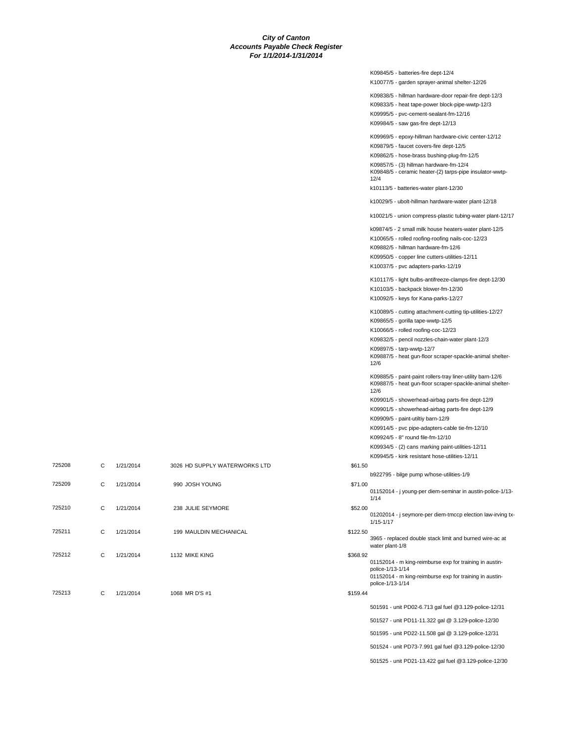# City of Canton
## Accounts Payable Check Register
### For 1/1/2014-1/31/2014

| Check | Type | Date | Vendor | Amount | Description |
|---|---|---|---|---|---|
| | | | | | K09845/5 - batteries-fire dept-12/4 |
| | | | | | K10077/5 - garden sprayer-animal shelter-12/26 |
| | | | | | K09838/5 - hillman hardware-door repair-fire dept-12/3 |
| | | | | | K09833/5 - heat tape-power block-pipe-wwtp-12/3 |
| | | | | | K09995/5 - pvc-cement-sealant-fm-12/16 |
| | | | | | K09984/5 - saw gas-fire dept-12/13 |
| | | | | | K09969/5 - epoxy-hillman hardware-civic center-12/12 |
| | | | | | K09879/5 - faucet covers-fire dept-12/5 |
| | | | | | K09862/5 - hose-brass bushing-plug-fm-12/5 |
| | | | | | K09857/5 - (3) hillman hardware-fm-12/4 |
| | | | | | K09848/5 - ceramic heater-(2) tarps-pipe insulator-wwtp-12/4 |
| | | | | | k10113/5 - batteries-water plant-12/30 |
| | | | | | k10029/5 - ubolt-hillman hardware-water plant-12/18 |
| | | | | | k10021/5 - union compress-plastic tubing-water plant-12/17 |
| | | | | | k09874/5 - 2 small milk house heaters-water plant-12/5 |
| | | | | | K10065/5 - rolled roofing-roofing nails-coc-12/23 |
| | | | | | K09882/5 - hillman hardware-fm-12/6 |
| | | | | | K09950/5 - copper line cutters-utilities-12/11 |
| | | | | | K10037/5 - pvc adapters-parks-12/19 |
| | | | | | K10117/5 - light bulbs-antifreeze-clamps-fire dept-12/30 |
| | | | | | K10103/5 - backpack blower-fm-12/30 |
| | | | | | K10092/5 - keys for Kana-parks-12/27 |
| | | | | | K10089/5 - cutting attachment-cutting tip-utilities-12/27 |
| | | | | | K09865/5 - gorilla tape-wwtp-12/5 |
| | | | | | K10066/5 - rolled roofing-coc-12/23 |
| | | | | | K09832/5 - pencil nozzles-chain-water plant-12/3 |
| | | | | | K09897/5 - tarp-wwtp-12/7 |
| | | | | | K09887/5 - heat gun-floor scraper-spackle-animal shelter-12/6 |
| | | | | | K09885/5 - paint-paint rollers-tray liner-utility barn-12/6 |
| | | | | | K09887/5 - heat gun-floor scraper-spackle-animal shelter-12/6 |
| | | | | | K09901/5 - showerhead-airbag parts-fire dept-12/9 |
| | | | | | K09901/5 - showerhead-airbag parts-fire dept-12/9 |
| | | | | | K09909/5 - paint-utiltiy barn-12/9 |
| | | | | | K09914/5 - pvc pipe-adapters-cable tie-fm-12/10 |
| | | | | | K09924/5 - 8" round file-fm-12/10 |
| | | | | | K09934/5 - (2) cans marking paint-utilities-12/11 |
| | | | | | K09945/5 - kink resistant hose-utilities-12/11 |
| 725208 | C | 1/21/2014 | 3026 HD SUPPLY WATERWORKS LTD | $61.50 | |
| | | | | | b922795 - bilge pump w/hose-utilities-1/9 |
| 725209 | C | 1/21/2014 | 990 JOSH YOUNG | $71.00 | |
| | | | | | 01152014 - j young-per diem-seminar in austin-police-1/13-1/14 |
| 725210 | C | 1/21/2014 | 238 JULIE SEYMORE | $52.00 | |
| | | | | | 01202014 - j seymore-per diem-tmccp election law-irving tx-1/15-1/17 |
| 725211 | C | 1/21/2014 | 199 MAULDIN MECHANICAL | $122.50 | |
| | | | | | 3965 - replaced double stack limit and burned wire-ac at water plant-1/8 |
| 725212 | C | 1/21/2014 | 1132 MIKE KING | $368.92 | |
| | | | | | 01152014 - m king-reimburse exp for training in austin-police-1/13-1/14 |
| | | | | | 01152014 - m king-reimburse exp for training in austin-police-1/13-1/14 |
| 725213 | C | 1/21/2014 | 1068 MR D'S #1 | $159.44 | |
| | | | | | 501591 - unit PD02-6.713 gal fuel @3.129-police-12/31 |
| | | | | | 501527 - unit PD11-11.322 gal @ 3.129-police-12/30 |
| | | | | | 501595 - unit PD22-11.508 gal @ 3.129-police-12/31 |
| | | | | | 501524 - unit PD73-7.991 gal fuel @3.129-police-12/30 |
| | | | | | 501525 - unit PD21-13.422 gal fuel @3.129-police-12/30 |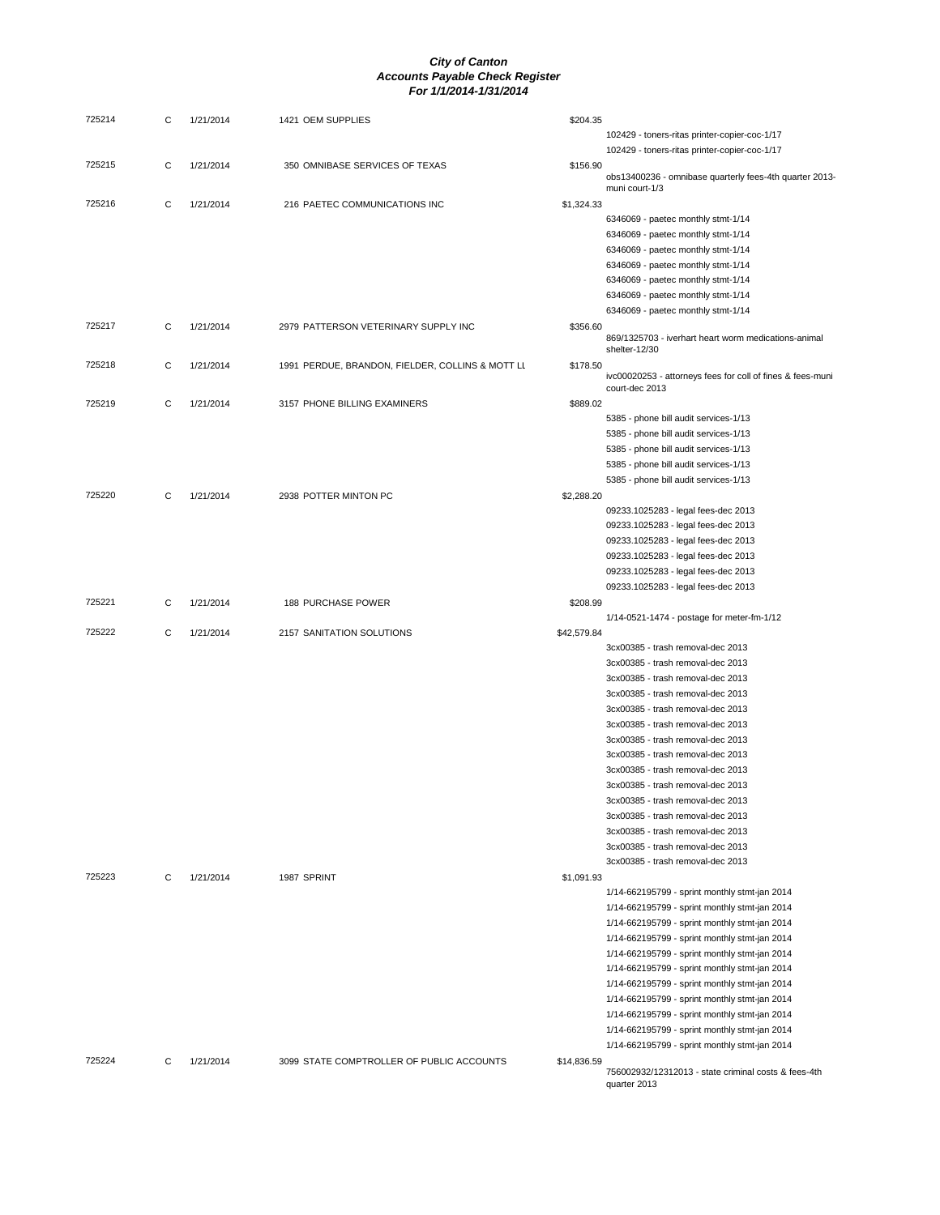# City of Canton
## Accounts Payable Check Register
### For 1/1/2014-1/31/2014

| Check # | Type | Date | Vendor | Amount | Description |
|---|---|---|---|---|---|
| 725214 | C | 1/21/2014 | 1421 OEM SUPPLIES | $204.35 | |
| | | | | | 102429 - toners-ritas printer-copier-coc-1/17 |
| | | | | | 102429 - toners-ritas printer-copier-coc-1/17 |
| 725215 | C | 1/21/2014 | 350 OMNIBASE SERVICES OF TEXAS | $156.90 | |
| | | | | | obs13400236 - omnibase quarterly fees-4th quarter 2013-muni court-1/3 |
| 725216 | C | 1/21/2014 | 216 PAETEC COMMUNICATIONS INC | $1,324.33 | |
| | | | | | 6346069 - paetec monthly stmt-1/14 |
| | | | | | 6346069 - paetec monthly stmt-1/14 |
| | | | | | 6346069 - paetec monthly stmt-1/14 |
| | | | | | 6346069 - paetec monthly stmt-1/14 |
| | | | | | 6346069 - paetec monthly stmt-1/14 |
| | | | | | 6346069 - paetec monthly stmt-1/14 |
| | | | | | 6346069 - paetec monthly stmt-1/14 |
| 725217 | C | 1/21/2014 | 2979 PATTERSON VETERINARY SUPPLY INC | $356.60 | |
| | | | | | 869/1325703 - iverhart heart worm medications-animal shelter-12/30 |
| 725218 | C | 1/21/2014 | 1991 PERDUE, BRANDON, FIELDER, COLLINS & MOTT LL | $178.50 | |
| | | | | | ivc00020253 - attorneys fees for coll of fines & fees-muni court-dec 2013 |
| 725219 | C | 1/21/2014 | 3157 PHONE BILLING EXAMINERS | $889.02 | |
| | | | | | 5385 - phone bill audit services-1/13 |
| | | | | | 5385 - phone bill audit services-1/13 |
| | | | | | 5385 - phone bill audit services-1/13 |
| | | | | | 5385 - phone bill audit services-1/13 |
| | | | | | 5385 - phone bill audit services-1/13 |
| 725220 | C | 1/21/2014 | 2938 POTTER MINTON PC | $2,288.20 | |
| | | | | | 09233.1025283 - legal fees-dec 2013 |
| | | | | | 09233.1025283 - legal fees-dec 2013 |
| | | | | | 09233.1025283 - legal fees-dec 2013 |
| | | | | | 09233.1025283 - legal fees-dec 2013 |
| | | | | | 09233.1025283 - legal fees-dec 2013 |
| | | | | | 09233.1025283 - legal fees-dec 2013 |
| 725221 | C | 1/21/2014 | 188 PURCHASE POWER | $208.99 | |
| | | | | | 1/14-0521-1474 - postage for meter-fm-1/12 |
| 725222 | C | 1/21/2014 | 2157 SANITATION SOLUTIONS | $42,579.84 | |
| | | | | | 3cx00385 - trash removal-dec 2013 |
| | | | | | 3cx00385 - trash removal-dec 2013 |
| | | | | | 3cx00385 - trash removal-dec 2013 |
| | | | | | 3cx00385 - trash removal-dec 2013 |
| | | | | | 3cx00385 - trash removal-dec 2013 |
| | | | | | 3cx00385 - trash removal-dec 2013 |
| | | | | | 3cx00385 - trash removal-dec 2013 |
| | | | | | 3cx00385 - trash removal-dec 2013 |
| | | | | | 3cx00385 - trash removal-dec 2013 |
| | | | | | 3cx00385 - trash removal-dec 2013 |
| | | | | | 3cx00385 - trash removal-dec 2013 |
| | | | | | 3cx00385 - trash removal-dec 2013 |
| | | | | | 3cx00385 - trash removal-dec 2013 |
| | | | | | 3cx00385 - trash removal-dec 2013 |
| | | | | | 3cx00385 - trash removal-dec 2013 |
| 725223 | C | 1/21/2014 | 1987 SPRINT | $1,091.93 | |
| | | | | | 1/14-662195799 - sprint monthly stmt-jan 2014 |
| | | | | | 1/14-662195799 - sprint monthly stmt-jan 2014 |
| | | | | | 1/14-662195799 - sprint monthly stmt-jan 2014 |
| | | | | | 1/14-662195799 - sprint monthly stmt-jan 2014 |
| | | | | | 1/14-662195799 - sprint monthly stmt-jan 2014 |
| | | | | | 1/14-662195799 - sprint monthly stmt-jan 2014 |
| | | | | | 1/14-662195799 - sprint monthly stmt-jan 2014 |
| | | | | | 1/14-662195799 - sprint monthly stmt-jan 2014 |
| | | | | | 1/14-662195799 - sprint monthly stmt-jan 2014 |
| | | | | | 1/14-662195799 - sprint monthly stmt-jan 2014 |
| | | | | | 1/14-662195799 - sprint monthly stmt-jan 2014 |
| 725224 | C | 1/21/2014 | 3099 STATE COMPTROLLER OF PUBLIC ACCOUNTS | $14,836.59 | |
| | | | | | 756002932/12312013 - state criminal costs & fees-4th quarter 2013 |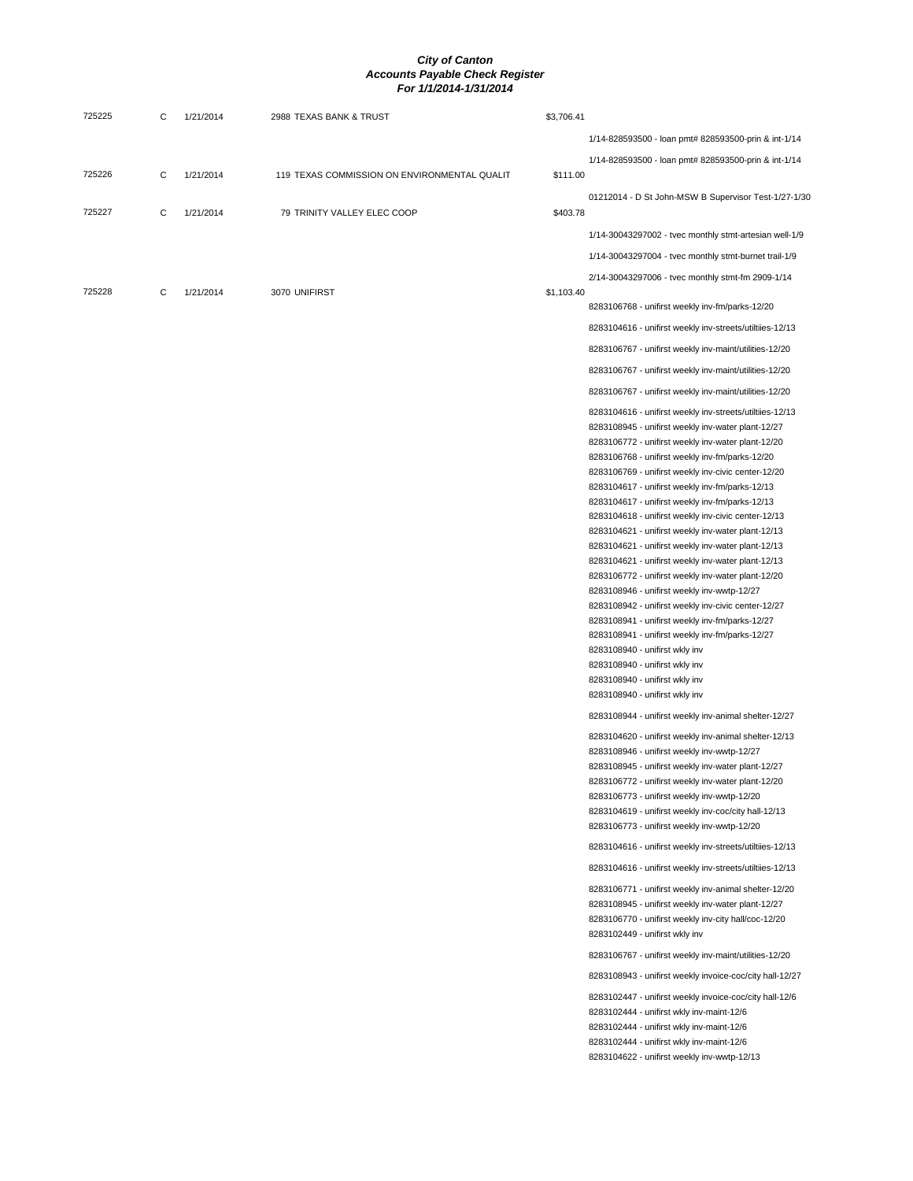***City of Canton***
***Accounts Payable Check Register***
***For 1/1/2014-1/31/2014***

| Check # | Type | Date | Vendor | Amount | Description |
|---|---|---|---|---|---|
| 725225 | C | 1/21/2014 | 2988 TEXAS BANK & TRUST | $3,706.41 | |
| | | | | | 1/14-828593500 - loan pmt# 828593500-prin & int-1/14 |
| | | | | | 1/14-828593500 - loan pmt# 828593500-prin & int-1/14 |
| 725226 | C | 1/21/2014 | 119 TEXAS COMMISSION ON ENVIRONMENTAL QUALIT | $111.00 | |
| | | | | | 01212014 - D St John-MSW B Supervisor Test-1/27-1/30 |
| 725227 | C | 1/21/2014 | 79 TRINITY VALLEY ELEC COOP | $403.78 | |
| | | | | | 1/14-30043297002 - tvec monthly stmt-artesian well-1/9 |
| | | | | | 1/14-30043297004 - tvec monthly stmt-burnet trail-1/9 |
| | | | | | 2/14-30043297006 - tvec monthly stmt-fm 2909-1/14 |
| 725228 | C | 1/21/2014 | 3070 UNIFIRST | $1,103.40 | |
| | | | | | 8283106768 - unifirst weekly inv-fm/parks-12/20 |
| | | | | | 8283104616 - unifirst weekly inv-streets/utiltiies-12/13 |
| | | | | | 8283106767 - unifirst weekly inv-maint/utilities-12/20 |
| | | | | | 8283106767 - unifirst weekly inv-maint/utilities-12/20 |
| | | | | | 8283106767 - unifirst weekly inv-maint/utilities-12/20 |
| | | | | | 8283104616 - unifirst weekly inv-streets/utiltiies-12/13 |
| | | | | | 8283108945 - unifirst weekly inv-water plant-12/27 |
| | | | | | 8283106772 - unifirst weekly inv-water plant-12/20 |
| | | | | | 8283106768 - unifirst weekly inv-fm/parks-12/20 |
| | | | | | 8283106769 - unifirst weekly inv-civic center-12/20 |
| | | | | | 8283104617 - unifirst weekly inv-fm/parks-12/13 |
| | | | | | 8283104617 - unifirst weekly inv-fm/parks-12/13 |
| | | | | | 8283104618 - unifirst weekly inv-civic center-12/13 |
| | | | | | 8283104621 - unifirst weekly inv-water plant-12/13 |
| | | | | | 8283104621 - unifirst weekly inv-water plant-12/13 |
| | | | | | 8283104621 - unifirst weekly inv-water plant-12/13 |
| | | | | | 8283106772 - unifirst weekly inv-water plant-12/20 |
| | | | | | 8283108946 - unifirst weekly inv-wwtp-12/27 |
| | | | | | 8283108942 - unifirst weekly inv-civic center-12/27 |
| | | | | | 8283108941 - unifirst weekly inv-fm/parks-12/27 |
| | | | | | 8283108941 - unifirst weekly inv-fm/parks-12/27 |
| | | | | | 8283108940 - unifirst wkly inv |
| | | | | | 8283108940 - unifirst wkly inv |
| | | | | | 8283108940 - unifirst wkly inv |
| | | | | | 8283108940 - unifirst wkly inv |
| | | | | | 8283108944 - unifirst weekly inv-animal shelter-12/27 |
| | | | | | 8283104620 - unifirst weekly inv-animal shelter-12/13 |
| | | | | | 8283108946 - unifirst weekly inv-wwtp-12/27 |
| | | | | | 8283108945 - unifirst weekly inv-water plant-12/27 |
| | | | | | 8283106772 - unifirst weekly inv-water plant-12/20 |
| | | | | | 8283106773 - unifirst weekly inv-wwtp-12/20 |
| | | | | | 8283104619 - unifirst weekly inv-coc/city hall-12/13 |
| | | | | | 8283106773 - unifirst weekly inv-wwtp-12/20 |
| | | | | | 8283104616 - unifirst weekly inv-streets/utiltiies-12/13 |
| | | | | | 8283104616 - unifirst weekly inv-streets/utiltiies-12/13 |
| | | | | | 8283106771 - unifirst weekly inv-animal shelter-12/20 |
| | | | | | 8283108945 - unifirst weekly inv-water plant-12/27 |
| | | | | | 8283106770 - unifirst weekly inv-city hall/coc-12/20 |
| | | | | | 8283102449 - unifirst wkly inv |
| | | | | | 8283106767 - unifirst weekly inv-maint/utilities-12/20 |
| | | | | | 8283108943 - unifirst weekly invoice-coc/city hall-12/27 |
| | | | | | 8283102447 - unifirst weekly invoice-coc/city hall-12/6 |
| | | | | | 8283102444 - unifirst wkly inv-maint-12/6 |
| | | | | | 8283102444 - unifirst wkly inv-maint-12/6 |
| | | | | | 8283102444 - unifirst wkly inv-maint-12/6 |
| | | | | | 8283104622 - unifirst weekly inv-wwtp-12/13 |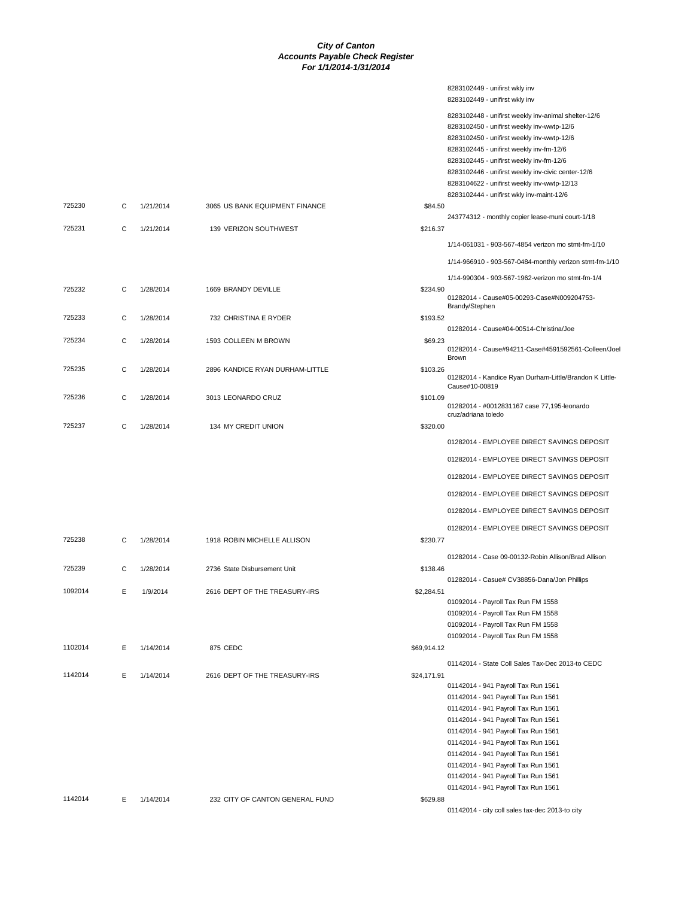**City of Canton**
**Accounts Payable Check Register**
**For 1/1/2014-1/31/2014**

| Check | Type | Date | Vendor | Amount | Description |
|---|---|---|---|---|---|
| | | | | | 8283102449 - unifirst wkly inv |
| | | | | | 8283102449 - unifirst wkly inv |
| | | | | | 8283102448 - unifirst weekly inv-animal shelter-12/6 |
| | | | | | 8283102450 - unifirst weekly inv-wwtp-12/6 |
| | | | | | 8283102450 - unifirst weekly inv-wwtp-12/6 |
| | | | | | 8283102445 - unifirst weekly inv-fm-12/6 |
| | | | | | 8283102445 - unifirst weekly inv-fm-12/6 |
| | | | | | 8283102446 - unifirst weekly inv-civic center-12/6 |
| | | | | | 8283104622 - unifirst weekly inv-wwtp-12/13 |
| | | | | | 8283102444 - unifirst wkly inv-maint-12/6 |
| 725230 | C | 1/21/2014 | 3065 US BANK EQUIPMENT FINANCE | $84.50 | 243774312 - monthly copier lease-muni court-1/18 |
| 725231 | C | 1/21/2014 | 139 VERIZON SOUTHWEST | $216.37 | 1/14-061031 - 903-567-4854 verizon mo stmt-fm-1/10 |
| | | | | | 1/14-966910 - 903-567-0484-monthly verizon stmt-fm-1/10 |
| | | | | | 1/14-990304 - 903-567-1962-verizon mo stmt-fm-1/4 |
| 725232 | C | 1/28/2014 | 1669 BRANDY DEVILLE | $234.90 | 01282014 - Cause#05-00293-Case#N009204753-Brandy/Stephen |
| 725233 | C | 1/28/2014 | 732 CHRISTINA E RYDER | $193.52 | 01282014 - Cause#04-00514-Christina/Joe |
| 725234 | C | 1/28/2014 | 1593 COLLEEN M BROWN | $69.23 | 01282014 - Cause#94211-Case#4591592561-Colleen/Joel Brown |
| 725235 | C | 1/28/2014 | 2896 KANDICE RYAN DURHAM-LITTLE | $103.26 | 01282014 - Kandice Ryan Durham-Little/Brandon K Little-Cause#10-00819 |
| 725236 | C | 1/28/2014 | 3013 LEONARDO CRUZ | $101.09 | 01282014 - #0012831167 case 77,195-leonardo cruz/adriana toledo |
| 725237 | C | 1/28/2014 | 134 MY CREDIT UNION | $320.00 | 01282014 - EMPLOYEE DIRECT SAVINGS DEPOSIT |
| | | | | | 01282014 - EMPLOYEE DIRECT SAVINGS DEPOSIT |
| | | | | | 01282014 - EMPLOYEE DIRECT SAVINGS DEPOSIT |
| | | | | | 01282014 - EMPLOYEE DIRECT SAVINGS DEPOSIT |
| | | | | | 01282014 - EMPLOYEE DIRECT SAVINGS DEPOSIT |
| | | | | | 01282014 - EMPLOYEE DIRECT SAVINGS DEPOSIT |
| 725238 | C | 1/28/2014 | 1918 ROBIN MICHELLE ALLISON | $230.77 | 01282014 - Case 09-00132-Robin Allison/Brad Allison |
| 725239 | C | 1/28/2014 | 2736 State Disbursement Unit | $138.46 | 01282014 - Casue# CV38856-Dana/Jon Phillips |
| 1092014 | E | 1/9/2014 | 2616 DEPT OF THE TREASURY-IRS | $2,284.51 | 01092014 - Payroll Tax Run FM 1558 |
| | | | | | 01092014 - Payroll Tax Run FM 1558 |
| | | | | | 01092014 - Payroll Tax Run FM 1558 |
| | | | | | 01092014 - Payroll Tax Run FM 1558 |
| 1102014 | E | 1/14/2014 | 875 CEDC | $69,914.12 | 01142014 - State Coll Sales Tax-Dec 2013-to CEDC |
| 1142014 | E | 1/14/2014 | 2616 DEPT OF THE TREASURY-IRS | $24,171.91 | 01142014 - 941 Payroll Tax Run 1561 |
| | | | | | 01142014 - 941 Payroll Tax Run 1561 |
| | | | | | 01142014 - 941 Payroll Tax Run 1561 |
| | | | | | 01142014 - 941 Payroll Tax Run 1561 |
| | | | | | 01142014 - 941 Payroll Tax Run 1561 |
| | | | | | 01142014 - 941 Payroll Tax Run 1561 |
| | | | | | 01142014 - 941 Payroll Tax Run 1561 |
| | | | | | 01142014 - 941 Payroll Tax Run 1561 |
| | | | | | 01142014 - 941 Payroll Tax Run 1561 |
| | | | | | 01142014 - 941 Payroll Tax Run 1561 |
| 1142014 | E | 1/14/2014 | 232 CITY OF CANTON GENERAL FUND | $629.88 | 01142014 - city coll sales tax-dec 2013-to city |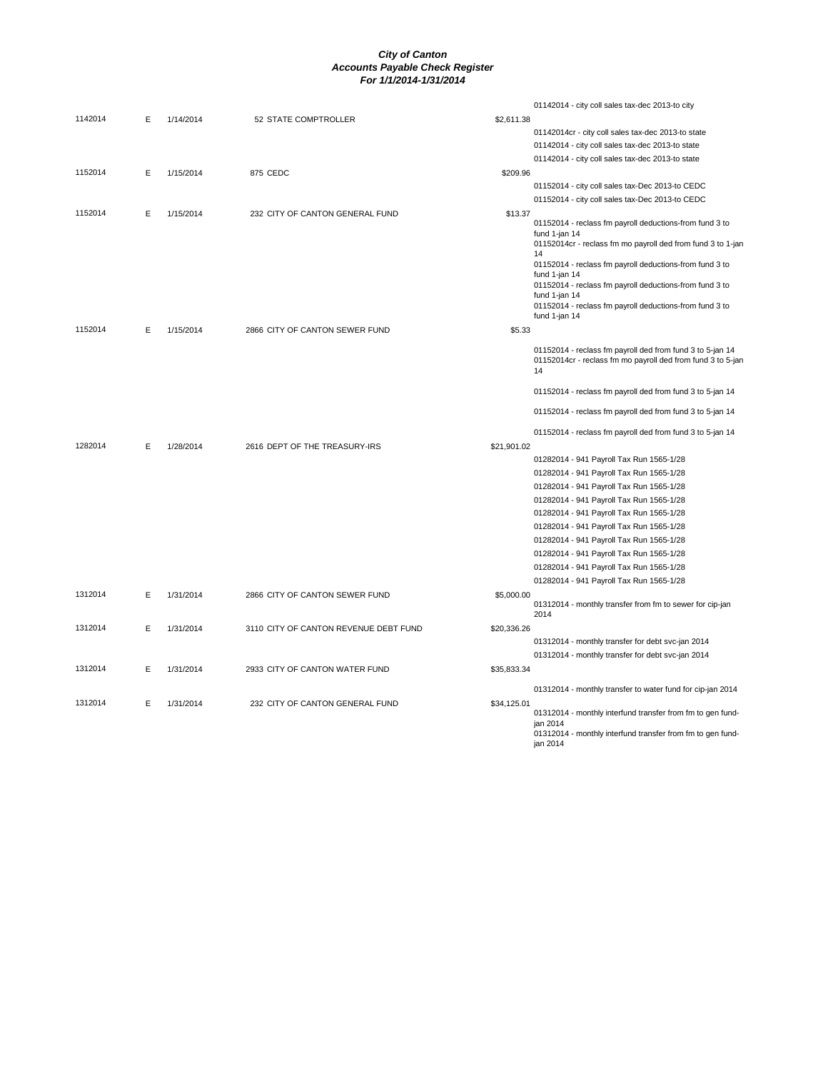# City of Canton
## Accounts Payable Check Register
### For 1/1/2014-1/31/2014

| | | | | | |
|---|---|---|---|---|---|
| | | | | | 01142014 - city coll sales tax-dec 2013-to city |
| 1142014 | E | 1/14/2014 | 52 STATE COMPTROLLER | $2,611.38 | |
| | | | | | 01142014cr - city coll sales tax-dec 2013-to state |
| | | | | | 01142014 - city coll sales tax-dec 2013-to state |
| | | | | | 01142014 - city coll sales tax-dec 2013-to state |
| 1152014 | E | 1/15/2014 | 875 CEDC | $209.96 | |
| | | | | | 01152014 - city coll sales tax-Dec 2013-to CEDC |
| | | | | | 01152014 - city coll sales tax-Dec 2013-to CEDC |
| 1152014 | E | 1/15/2014 | 232 CITY OF CANTON GENERAL FUND | $13.37 | |
| | | | | | 01152014 - reclass fm payroll deductions-from fund 3 to fund 1-jan 14 |
| | | | | | 01152014cr - reclass fm mo payroll ded from fund 3 to 1-jan 14 |
| | | | | | 01152014 - reclass fm payroll deductions-from fund 3 to fund 1-jan 14 |
| | | | | | 01152014 - reclass fm payroll deductions-from fund 3 to fund 1-jan 14 |
| | | | | | 01152014 - reclass fm payroll deductions-from fund 3 to fund 1-jan 14 |
| 1152014 | E | 1/15/2014 | 2866 CITY OF CANTON SEWER FUND | $5.33 | |
| | | | | | 01152014 - reclass fm payroll ded from fund 3 to 5-jan 14 |
| | | | | | 01152014cr - reclass fm mo payroll ded from fund 3 to 5-jan 14 |
| | | | | | 01152014 - reclass fm payroll ded from fund 3 to 5-jan 14 |
| | | | | | 01152014 - reclass fm payroll ded from fund 3 to 5-jan 14 |
| | | | | | 01152014 - reclass fm payroll ded from fund 3 to 5-jan 14 |
| 1282014 | E | 1/28/2014 | 2616 DEPT OF THE TREASURY-IRS | $21,901.02 | |
| | | | | | 01282014 - 941 Payroll Tax Run 1565-1/28 |
| | | | | | 01282014 - 941 Payroll Tax Run 1565-1/28 |
| | | | | | 01282014 - 941 Payroll Tax Run 1565-1/28 |
| | | | | | 01282014 - 941 Payroll Tax Run 1565-1/28 |
| | | | | | 01282014 - 941 Payroll Tax Run 1565-1/28 |
| | | | | | 01282014 - 941 Payroll Tax Run 1565-1/28 |
| | | | | | 01282014 - 941 Payroll Tax Run 1565-1/28 |
| | | | | | 01282014 - 941 Payroll Tax Run 1565-1/28 |
| | | | | | 01282014 - 941 Payroll Tax Run 1565-1/28 |
| | | | | | 01282014 - 941 Payroll Tax Run 1565-1/28 |
| 1312014 | E | 1/31/2014 | 2866 CITY OF CANTON SEWER FUND | $5,000.00 | |
| | | | | | 01312014 - monthly transfer from fm to sewer for cip-jan 2014 |
| 1312014 | E | 1/31/2014 | 3110 CITY OF CANTON REVENUE DEBT FUND | $20,336.26 | |
| | | | | | 01312014 - monthly transfer for debt svc-jan 2014 |
| | | | | | 01312014 - monthly transfer for debt svc-jan 2014 |
| 1312014 | E | 1/31/2014 | 2933 CITY OF CANTON WATER FUND | $35,833.34 | |
| | | | | | 01312014 - monthly transfer to water fund for cip-jan 2014 |
| 1312014 | E | 1/31/2014 | 232 CITY OF CANTON GENERAL FUND | $34,125.01 | |
| | | | | | 01312014 - monthly interfund transfer from fm to gen fund-jan 2014 |
| | | | | | 01312014 - monthly interfund transfer from fm to gen fund-jan 2014 |